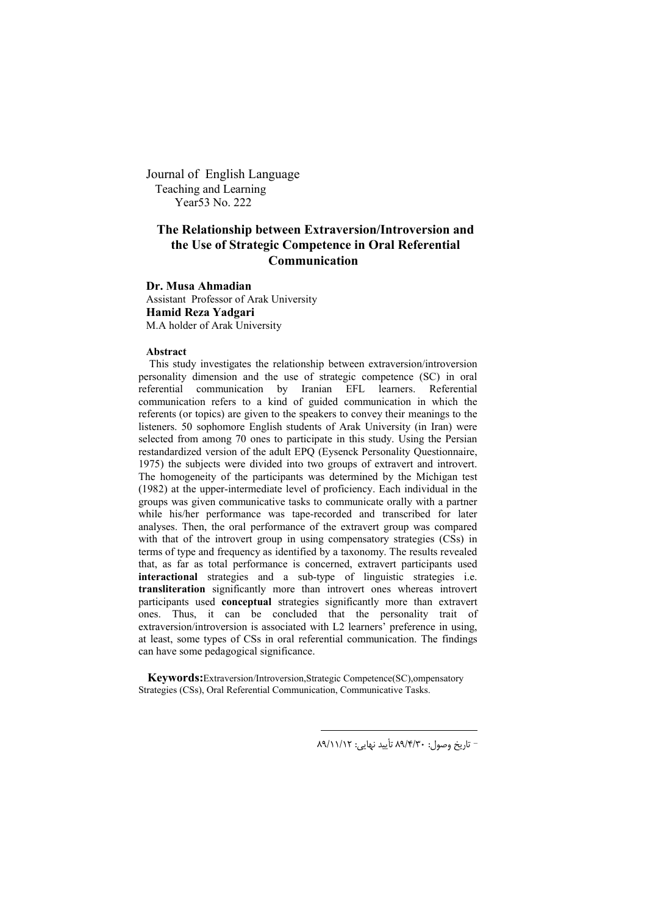Journal of English Language
Teaching and Learning
Year53 No. 222

# The Relationship between Extraversion/Introversion and the Use of Strategic Competence in Oral Referential Communication

**Dr. Musa Ahmadian**
Assistant Professor of Arak University
**Hamid Reza Yadgari**
M.A holder of Arak University

**Abstract**

This study investigates the relationship between extraversion/introversion personality dimension and the use of strategic competence (SC) in oral referential communication by Iranian EFL learners. Referential communication refers to a kind of guided communication in which the referents (or topics) are given to the speakers to convey their meanings to the listeners. 50 sophomore English students of Arak University (in Iran) were selected from among 70 ones to participate in this study. Using the Persian restandardized version of the adult EPQ (Eysenck Personality Questionnaire, 1975) the subjects were divided into two groups of extravert and introvert. The homogeneity of the participants was determined by the Michigan test (1982) at the upper-intermediate level of proficiency. Each individual in the groups was given communicative tasks to communicate orally with a partner while his/her performance was tape-recorded and transcribed for later analyses. Then, the oral performance of the extravert group was compared with that of the introvert group in using compensatory strategies (CSs) in terms of type and frequency as identified by a taxonomy. The results revealed that, as far as total performance is concerned, extravert participants used **interactional** strategies and a sub-type of linguistic strategies i.e. **transliteration** significantly more than introvert ones whereas introvert participants used **conceptual** strategies significantly more than extravert ones. Thus, it can be concluded that the personality trait of extraversion/introversion is associated with L2 learners' preference in using, at least, some types of CSs in oral referential communication. The findings can have some pedagogical significance.

**Keywords:** Extraversion/Introversion, Strategic Competence(SC), ompensatory Strategies (CSs), Oral Referential Communication, Communicative Tasks.

- تاریخ وصول: ۸۹/۴/۳۰ تأیید نهایی: ۸۹/۱۱/۱۲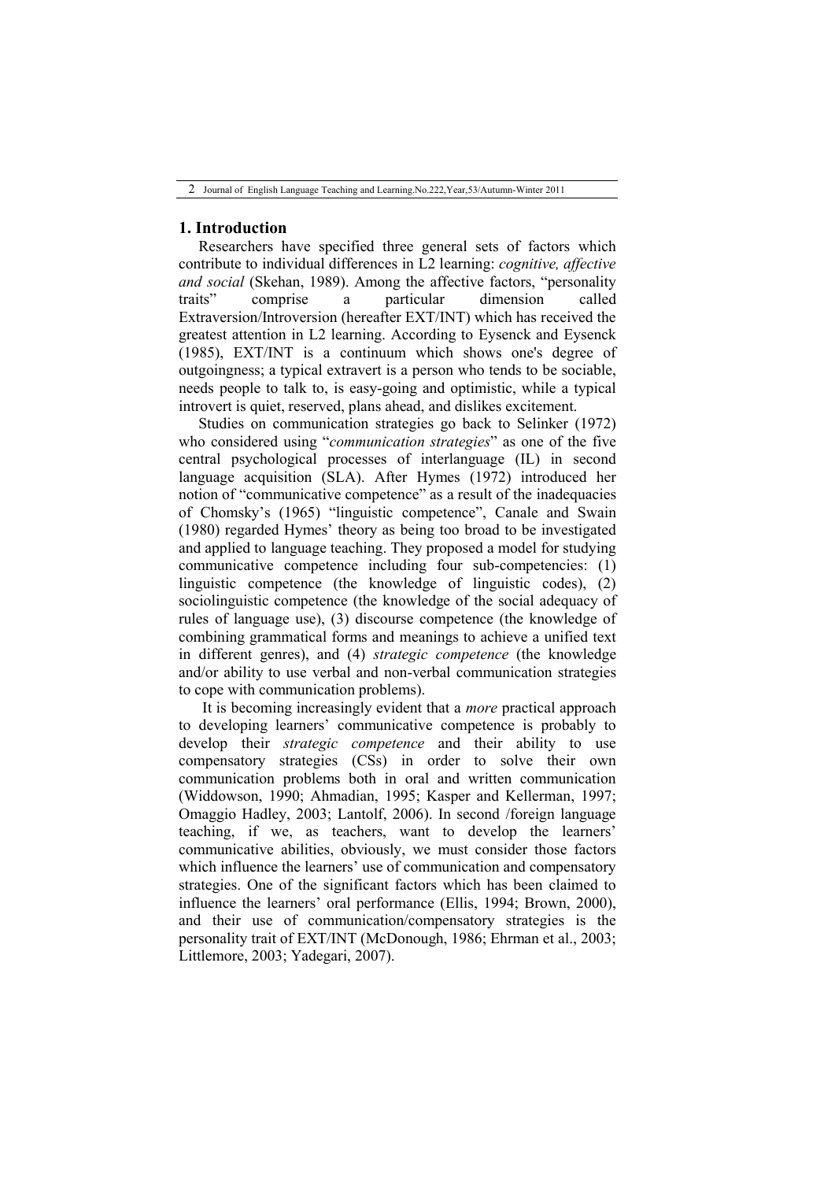## 1. Introduction

Researchers have specified three general sets of factors which contribute to individual differences in L2 learning: *cognitive, affective and social* (Skehan, 1989). Among the affective factors, "personality traits" comprise a particular dimension called Extraversion/Introversion (hereafter EXT/INT) which has received the greatest attention in L2 learning. According to Eysenck and Eysenck (1985), EXT/INT is a continuum which shows one's degree of outgoingness; a typical extravert is a person who tends to be sociable, needs people to talk to, is easy-going and optimistic, while a typical introvert is quiet, reserved, plans ahead, and dislikes excitement.

Studies on communication strategies go back to Selinker (1972) who considered using "*communication strategies*" as one of the five central psychological processes of interlanguage (IL) in second language acquisition (SLA). After Hymes (1972) introduced her notion of "communicative competence" as a result of the inadequacies of Chomsky's (1965) "linguistic competence", Canale and Swain (1980) regarded Hymes' theory as being too broad to be investigated and applied to language teaching. They proposed a model for studying communicative competence including four sub-competencies: (1) linguistic competence (the knowledge of linguistic codes), (2) sociolinguistic competence (the knowledge of the social adequacy of rules of language use), (3) discourse competence (the knowledge of combining grammatical forms and meanings to achieve a unified text in different genres), and (4) *strategic competence* (the knowledge and/or ability to use verbal and non-verbal communication strategies to cope with communication problems).

It is becoming increasingly evident that a *more* practical approach to developing learners' communicative competence is probably to develop their *strategic competence* and their ability to use compensatory strategies (CSs) in order to solve their own communication problems both in oral and written communication (Widdowson, 1990; Ahmadian, 1995; Kasper and Kellerman, 1997; Omaggio Hadley, 2003; Lantolf, 2006). In second /foreign language teaching, if we, as teachers, want to develop the learners' communicative abilities, obviously, we must consider those factors which influence the learners' use of communication and compensatory strategies. One of the significant factors which has been claimed to influence the learners' oral performance (Ellis, 1994; Brown, 2000), and their use of communication/compensatory strategies is the personality trait of EXT/INT (McDonough, 1986; Ehrman et al., 2003; Littlemore, 2003; Yadegari, 2007).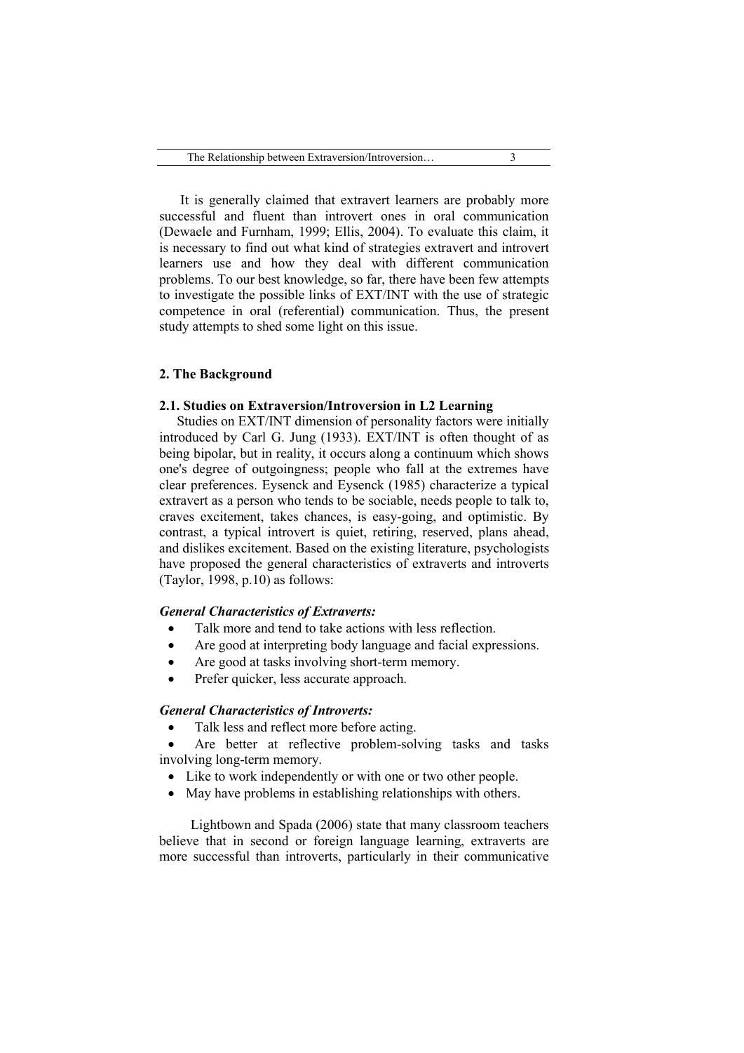It is generally claimed that extravert learners are probably more successful and fluent than introvert ones in oral communication (Dewaele and Furnham, 1999; Ellis, 2004). To evaluate this claim, it is necessary to find out what kind of strategies extravert and introvert learners use and how they deal with different communication problems. To our best knowledge, so far, there have been few attempts to investigate the possible links of EXT/INT with the use of strategic competence in oral (referential) communication. Thus, the present study attempts to shed some light on this issue.

## 2. The Background

### 2.1. Studies on Extraversion/Introversion in L2 Learning

Studies on EXT/INT dimension of personality factors were initially introduced by Carl G. Jung (1933). EXT/INT is often thought of as being bipolar, but in reality, it occurs along a continuum which shows one's degree of outgoingness; people who fall at the extremes have clear preferences. Eysenck and Eysenck (1985) characterize a typical extravert as a person who tends to be sociable, needs people to talk to, craves excitement, takes chances, is easy-going, and optimistic. By contrast, a typical introvert is quiet, retiring, reserved, plans ahead, and dislikes excitement. Based on the existing literature, psychologists have proposed the general characteristics of extraverts and introverts (Taylor, 1998, p.10) as follows:

***General Characteristics of Extraverts:***

- Talk more and tend to take actions with less reflection.
- Are good at interpreting body language and facial expressions.
- Are good at tasks involving short-term memory.
- Prefer quicker, less accurate approach.

***General Characteristics of Introverts:***

- Talk less and reflect more before acting.
- Are better at reflective problem-solving tasks and tasks involving long-term memory.
- Like to work independently or with one or two other people.
- May have problems in establishing relationships with others.

Lightbown and Spada (2006) state that many classroom teachers believe that in second or foreign language learning, extraverts are more successful than introverts, particularly in their communicative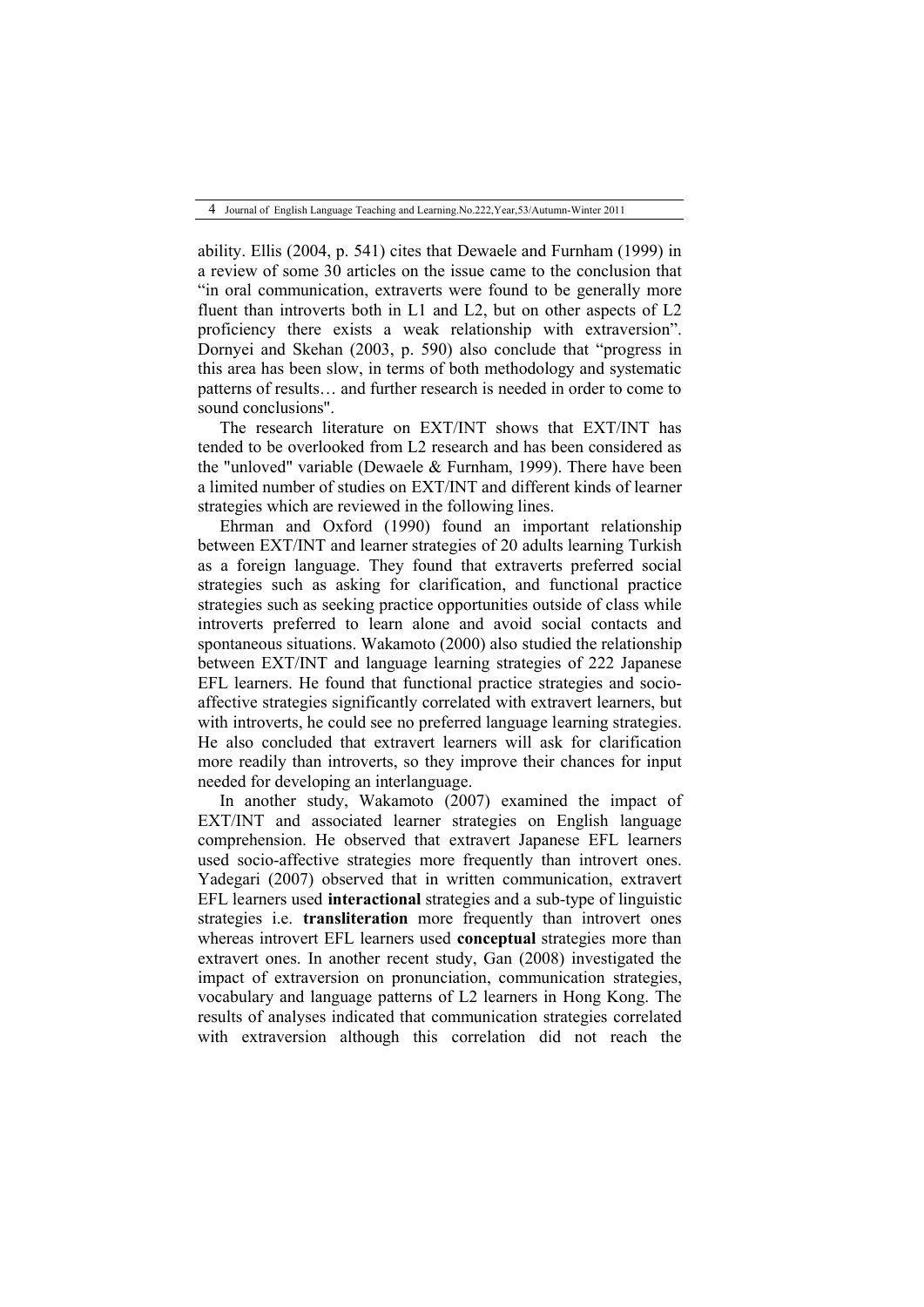ability. Ellis (2004, p. 541) cites that Dewaele and Furnham (1999) in a review of some 30 articles on the issue came to the conclusion that "in oral communication, extraverts were found to be generally more fluent than introverts both in L1 and L2, but on other aspects of L2 proficiency there exists a weak relationship with extraversion". Dornyei and Skehan (2003, p. 590) also conclude that "progress in this area has been slow, in terms of both methodology and systematic patterns of results… and further research is needed in order to come to sound conclusions".

The research literature on EXT/INT shows that EXT/INT has tended to be overlooked from L2 research and has been considered as the "unloved" variable (Dewaele & Furnham, 1999). There have been a limited number of studies on EXT/INT and different kinds of learner strategies which are reviewed in the following lines.

Ehrman and Oxford (1990) found an important relationship between EXT/INT and learner strategies of 20 adults learning Turkish as a foreign language. They found that extraverts preferred social strategies such as asking for clarification, and functional practice strategies such as seeking practice opportunities outside of class while introverts preferred to learn alone and avoid social contacts and spontaneous situations. Wakamoto (2000) also studied the relationship between EXT/INT and language learning strategies of 222 Japanese EFL learners. He found that functional practice strategies and socio-affective strategies significantly correlated with extravert learners, but with introverts, he could see no preferred language learning strategies. He also concluded that extravert learners will ask for clarification more readily than introverts, so they improve their chances for input needed for developing an interlanguage.

In another study, Wakamoto (2007) examined the impact of EXT/INT and associated learner strategies on English language comprehension. He observed that extravert Japanese EFL learners used socio-affective strategies more frequently than introvert ones. Yadegari (2007) observed that in written communication, extravert EFL learners used **interactional** strategies and a sub-type of linguistic strategies i.e. **transliteration** more frequently than introvert ones whereas introvert EFL learners used **conceptual** strategies more than extravert ones. In another recent study, Gan (2008) investigated the impact of extraversion on pronunciation, communication strategies, vocabulary and language patterns of L2 learners in Hong Kong. The results of analyses indicated that communication strategies correlated with extraversion although this correlation did not reach the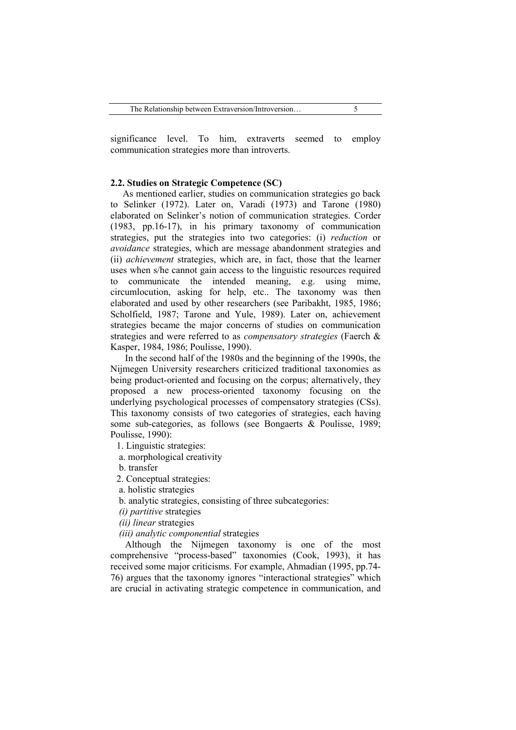significance level. To him, extraverts seemed to employ communication strategies more than introverts.

### 2.2. Studies on Strategic Competence (SC)

As mentioned earlier, studies on communication strategies go back to Selinker (1972). Later on, Varadi (1973) and Tarone (1980) elaborated on Selinker's notion of communication strategies. Corder (1983, pp.16-17), in his primary taxonomy of communication strategies, put the strategies into two categories: (i) *reduction* or *avoidance* strategies, which are message abandonment strategies and (ii) *achievement* strategies, which are, in fact, those that the learner uses when s/he cannot gain access to the linguistic resources required to communicate the intended meaning, e.g. using mime, circumlocution, asking for help, etc.. The taxonomy was then elaborated and used by other researchers (see Paribakht, 1985, 1986; Scholfield, 1987; Tarone and Yule, 1989). Later on, achievement strategies became the major concerns of studies on communication strategies and were referred to as *compensatory strategies* (Faerch & Kasper, 1984, 1986; Poulisse, 1990).

In the second half of the 1980s and the beginning of the 1990s, the Nijmegen University researchers criticized traditional taxonomies as being product-oriented and focusing on the corpus; alternatively, they proposed a new process-oriented taxonomy focusing on the underlying psychological processes of compensatory strategies (CSs). This taxonomy consists of two categories of strategies, each having some sub-categories, as follows (see Bongaerts & Poulisse, 1989; Poulisse, 1990):

1. Linguistic strategies:
   a. morphological creativity
   b. transfer
2. Conceptual strategies:
   a. holistic strategies
   b. analytic strategies, consisting of three subcategories:
   *(i) partitive* strategies
   *(ii) linear* strategies
   *(iii) analytic componential* strategies

Although the Nijmegen taxonomy is one of the most comprehensive "process-based" taxonomies (Cook, 1993), it has received some major criticisms. For example, Ahmadian (1995, pp.74-76) argues that the taxonomy ignores "interactional strategies" which are crucial in activating strategic competence in communication, and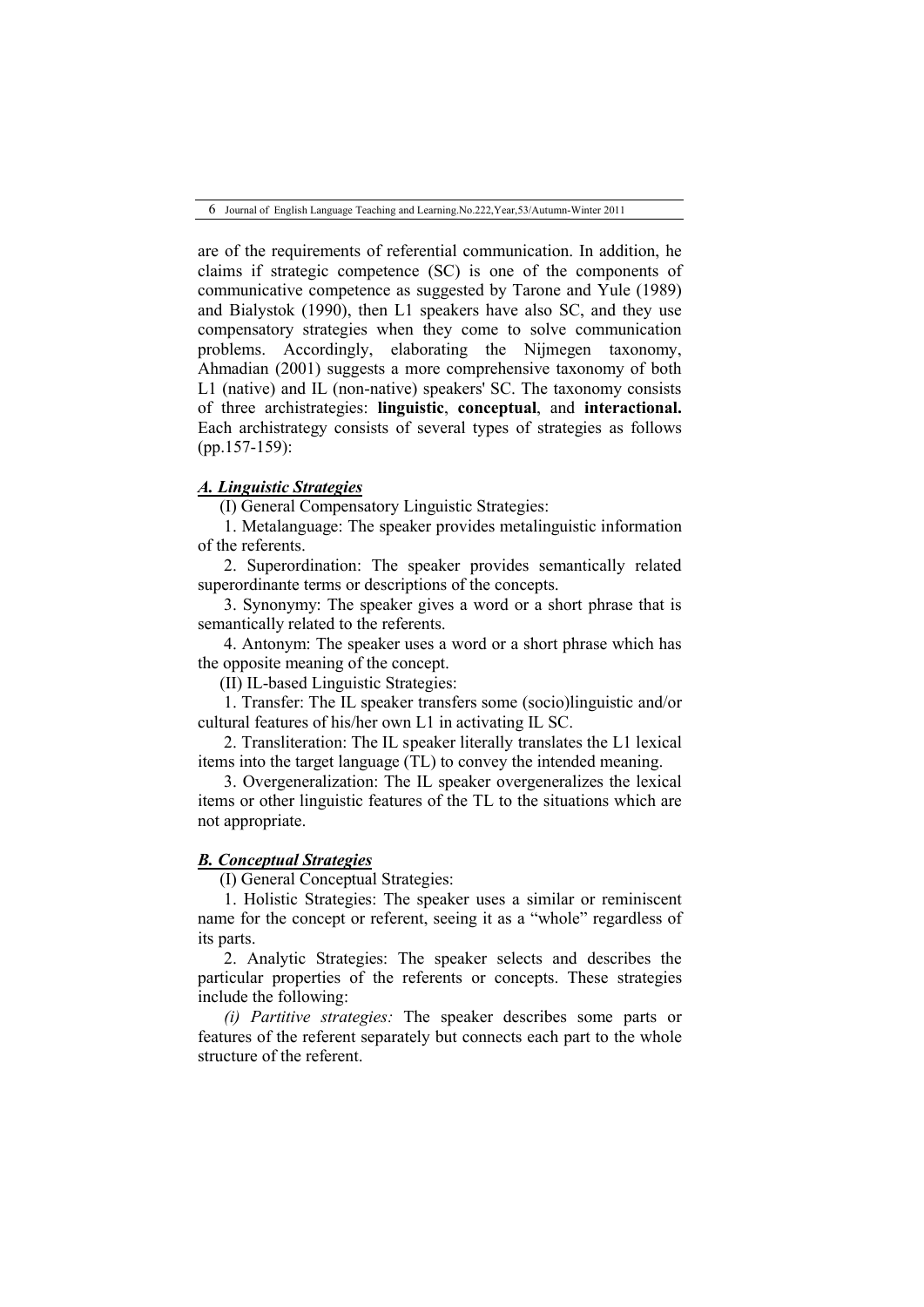are of the requirements of referential communication. In addition, he claims if strategic competence (SC) is one of the components of communicative competence as suggested by Tarone and Yule (1989) and Bialystok (1990), then L1 speakers have also SC, and they use compensatory strategies when they come to solve communication problems. Accordingly, elaborating the Nijmegen taxonomy, Ahmadian (2001) suggests a more comprehensive taxonomy of both L1 (native) and IL (non-native) speakers' SC. The taxonomy consists of three archistrategies: **linguistic**, **conceptual**, and **interactional.** Each archistrategy consists of several types of strategies as follows (pp.157-159):

### ***A. Linguistic Strategies***

(I) General Compensatory Linguistic Strategies:

1. Metalanguage: The speaker provides metalinguistic information of the referents.

2. Superordination: The speaker provides semantically related superordinante terms or descriptions of the concepts.

3. Synonymy: The speaker gives a word or a short phrase that is semantically related to the referents.

4. Antonym: The speaker uses a word or a short phrase which has the opposite meaning of the concept.

(II) IL-based Linguistic Strategies:

1. Transfer: The IL speaker transfers some (socio)linguistic and/or cultural features of his/her own L1 in activating IL SC.

2. Transliteration: The IL speaker literally translates the L1 lexical items into the target language (TL) to convey the intended meaning.

3. Overgeneralization: The IL speaker overgeneralizes the lexical items or other linguistic features of the TL to the situations which are not appropriate.

### ***B. Conceptual Strategies***

(I) General Conceptual Strategies:

1. Holistic Strategies: The speaker uses a similar or reminiscent name for the concept or referent, seeing it as a "whole" regardless of its parts.

2. Analytic Strategies: The speaker selects and describes the particular properties of the referents or concepts. These strategies include the following:

*(i) Partitive strategies:* The speaker describes some parts or features of the referent separately but connects each part to the whole structure of the referent.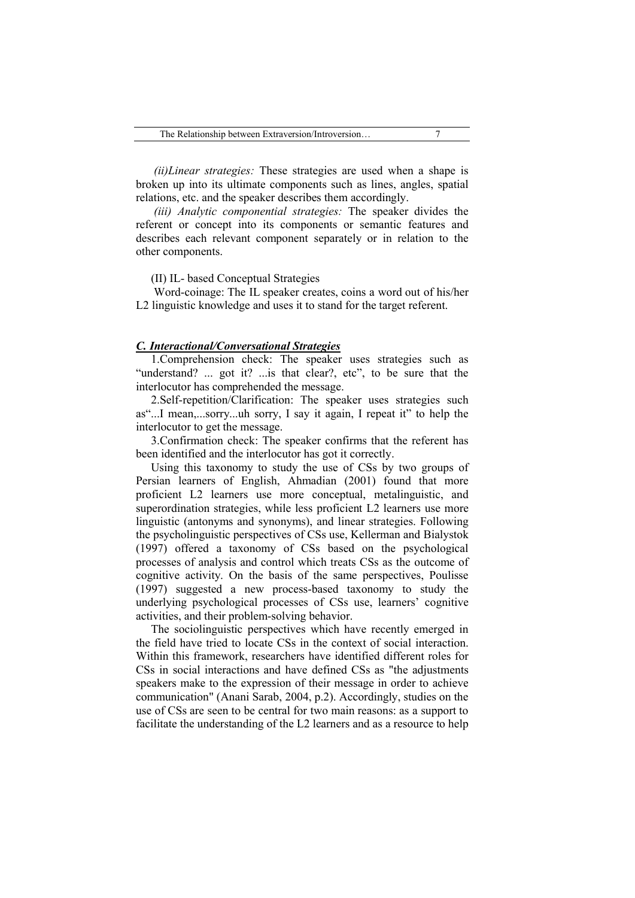*(ii)Linear strategies:* These strategies are used when a shape is broken up into its ultimate components such as lines, angles, spatial relations, etc. and the speaker describes them accordingly.

*(iii) Analytic componential strategies:* The speaker divides the referent or concept into its components or semantic features and describes each relevant component separately or in relation to the other components.

(II) IL- based Conceptual Strategies

Word-coinage: The IL speaker creates, coins a word out of his/her L2 linguistic knowledge and uses it to stand for the target referent.

### ***C. Interactional/Conversational Strategies***

1.Comprehension check: The speaker uses strategies such as "understand? ... got it? ...is that clear?, etc", to be sure that the interlocutor has comprehended the message.

2.Self-repetition/Clarification: The speaker uses strategies such as"...I mean,...sorry...uh sorry, I say it again, I repeat it" to help the interlocutor to get the message.

3.Confirmation check: The speaker confirms that the referent has been identified and the interlocutor has got it correctly.

Using this taxonomy to study the use of CSs by two groups of Persian learners of English, Ahmadian (2001) found that more proficient L2 learners use more conceptual, metalinguistic, and superordination strategies, while less proficient L2 learners use more linguistic (antonyms and synonyms), and linear strategies. Following the psycholinguistic perspectives of CSs use, Kellerman and Bialystok (1997) offered a taxonomy of CSs based on the psychological processes of analysis and control which treats CSs as the outcome of cognitive activity. On the basis of the same perspectives, Poulisse (1997) suggested a new process-based taxonomy to study the underlying psychological processes of CSs use, learners' cognitive activities, and their problem-solving behavior.

The sociolinguistic perspectives which have recently emerged in the field have tried to locate CSs in the context of social interaction. Within this framework, researchers have identified different roles for CSs in social interactions and have defined CSs as "the adjustments speakers make to the expression of their message in order to achieve communication" (Anani Sarab, 2004, p.2). Accordingly, studies on the use of CSs are seen to be central for two main reasons: as a support to facilitate the understanding of the L2 learners and as a resource to help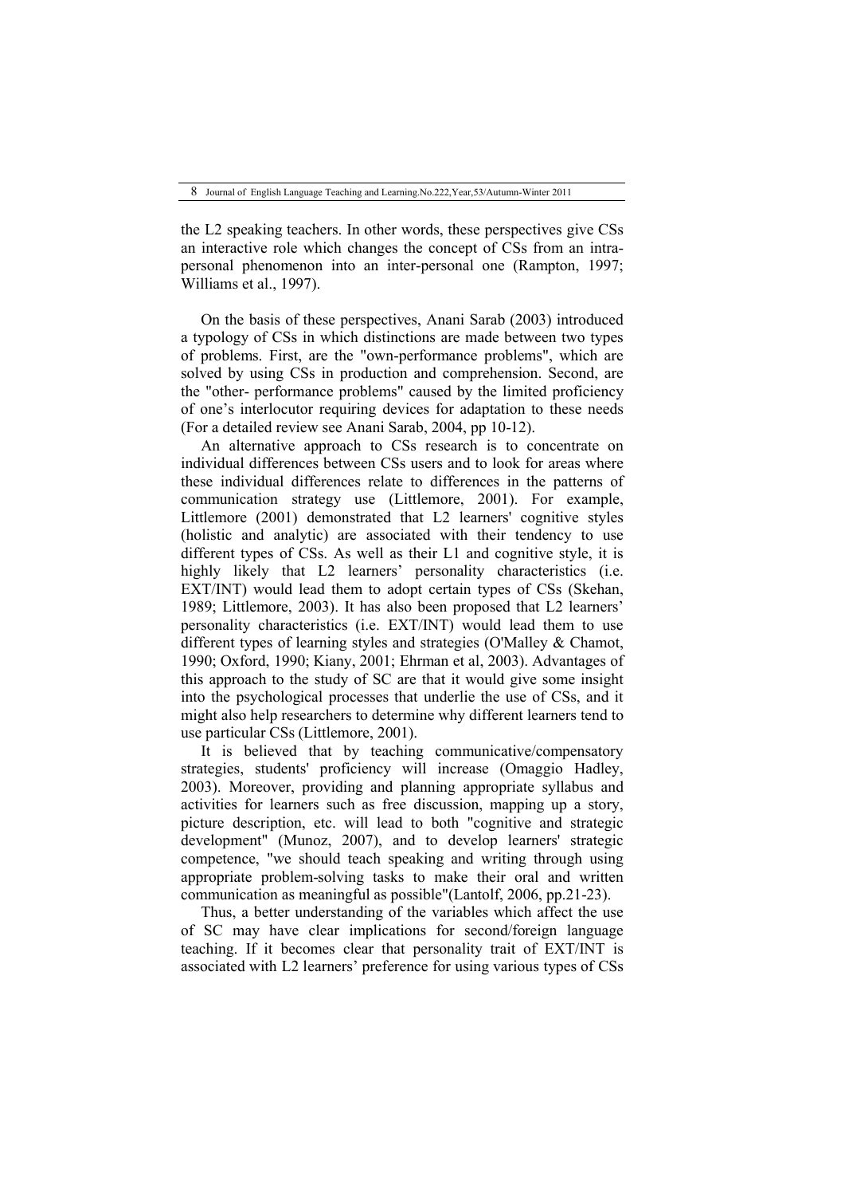the L2 speaking teachers. In other words, these perspectives give CSs an interactive role which changes the concept of CSs from an intra-personal phenomenon into an inter-personal one (Rampton, 1997; Williams et al., 1997).

On the basis of these perspectives, Anani Sarab (2003) introduced a typology of CSs in which distinctions are made between two types of problems. First, are the "own-performance problems", which are solved by using CSs in production and comprehension. Second, are the "other- performance problems" caused by the limited proficiency of one's interlocutor requiring devices for adaptation to these needs (For a detailed review see Anani Sarab, 2004, pp 10-12).

An alternative approach to CSs research is to concentrate on individual differences between CSs users and to look for areas where these individual differences relate to differences in the patterns of communication strategy use (Littlemore, 2001). For example, Littlemore (2001) demonstrated that L2 learners' cognitive styles (holistic and analytic) are associated with their tendency to use different types of CSs. As well as their L1 and cognitive style, it is highly likely that L2 learners' personality characteristics (i.e. EXT/INT) would lead them to adopt certain types of CSs (Skehan, 1989; Littlemore, 2003). It has also been proposed that L2 learners' personality characteristics (i.e. EXT/INT) would lead them to use different types of learning styles and strategies (O'Malley & Chamot, 1990; Oxford, 1990; Kiany, 2001; Ehrman et al, 2003). Advantages of this approach to the study of SC are that it would give some insight into the psychological processes that underlie the use of CSs, and it might also help researchers to determine why different learners tend to use particular CSs (Littlemore, 2001).

It is believed that by teaching communicative/compensatory strategies, students' proficiency will increase (Omaggio Hadley, 2003). Moreover, providing and planning appropriate syllabus and activities for learners such as free discussion, mapping up a story, picture description, etc. will lead to both "cognitive and strategic development" (Munoz, 2007), and to develop learners' strategic competence, "we should teach speaking and writing through using appropriate problem-solving tasks to make their oral and written communication as meaningful as possible"(Lantolf, 2006, pp.21-23).

Thus, a better understanding of the variables which affect the use of SC may have clear implications for second/foreign language teaching. If it becomes clear that personality trait of EXT/INT is associated with L2 learners' preference for using various types of CSs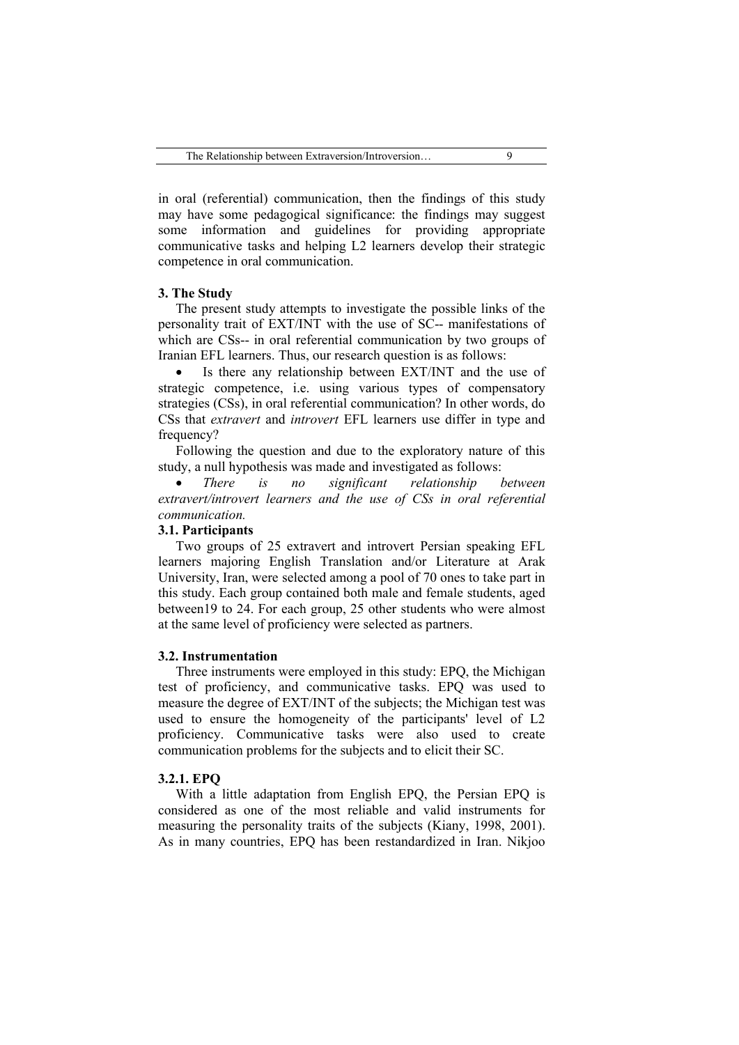in oral (referential) communication, then the findings of this study may have some pedagogical significance: the findings may suggest some information and guidelines for providing appropriate communicative tasks and helping L2 learners develop their strategic competence in oral communication.

## 3. The Study

The present study attempts to investigate the possible links of the personality trait of EXT/INT with the use of SC-- manifestations of which are CSs-- in oral referential communication by two groups of Iranian EFL learners. Thus, our research question is as follows:

- Is there any relationship between EXT/INT and the use of strategic competence, i.e. using various types of compensatory strategies (CSs), in oral referential communication? In other words, do CSs that *extravert* and *introvert* EFL learners use differ in type and frequency?

Following the question and due to the exploratory nature of this study, a null hypothesis was made and investigated as follows:

- *There is no significant relationship between extravert/introvert learners and the use of CSs in oral referential communication.*

### 3.1. Participants

Two groups of 25 extravert and introvert Persian speaking EFL learners majoring English Translation and/or Literature at Arak University, Iran, were selected among a pool of 70 ones to take part in this study. Each group contained both male and female students, aged between19 to 24. For each group, 25 other students who were almost at the same level of proficiency were selected as partners.

### 3.2. Instrumentation

Three instruments were employed in this study: EPQ, the Michigan test of proficiency, and communicative tasks. EPQ was used to measure the degree of EXT/INT of the subjects; the Michigan test was used to ensure the homogeneity of the participants' level of L2 proficiency. Communicative tasks were also used to create communication problems for the subjects and to elicit their SC.

#### 3.2.1. EPQ

With a little adaptation from English EPQ, the Persian EPQ is considered as one of the most reliable and valid instruments for measuring the personality traits of the subjects (Kiany, 1998, 2001). As in many countries, EPQ has been restandardized in Iran. Nikjoo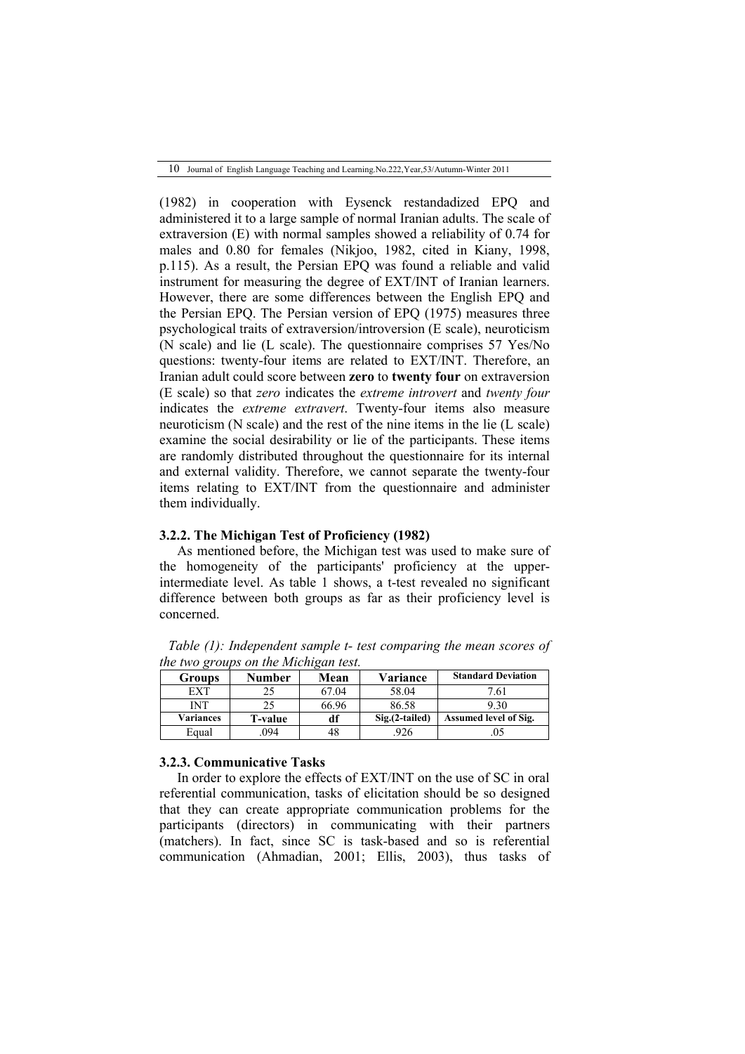(1982) in cooperation with Eysenck restandadized EPQ and administered it to a large sample of normal Iranian adults. The scale of extraversion (E) with normal samples showed a reliability of 0.74 for males and 0.80 for females (Nikjoo, 1982, cited in Kiany, 1998, p.115). As a result, the Persian EPQ was found a reliable and valid instrument for measuring the degree of EXT/INT of Iranian learners. However, there are some differences between the English EPQ and the Persian EPQ. The Persian version of EPQ (1975) measures three psychological traits of extraversion/introversion (E scale), neuroticism (N scale) and lie (L scale). The questionnaire comprises 57 Yes/No questions: twenty-four items are related to EXT/INT. Therefore, an Iranian adult could score between **zero** to **twenty four** on extraversion (E scale) so that *zero* indicates the *extreme introvert* and *twenty four* indicates the *extreme extravert*. Twenty-four items also measure neuroticism (N scale) and the rest of the nine items in the lie (L scale) examine the social desirability or lie of the participants. These items are randomly distributed throughout the questionnaire for its internal and external validity. Therefore, we cannot separate the twenty-four items relating to EXT/INT from the questionnaire and administer them individually.

### 3.2.2. The Michigan Test of Proficiency (1982)

As mentioned before, the Michigan test was used to make sure of the homogeneity of the participants' proficiency at the upper-intermediate level. As table 1 shows, a t-test revealed no significant difference between both groups as far as their proficiency level is concerned.

*Table (1): Independent sample t- test comparing the mean scores of the two groups on the Michigan test.*

| Groups | Number | Mean | Variance | Standard Deviation |
|---|---|---|---|---|
| EXT | 25 | 67.04 | 58.04 | 7.61 |
| INT | 25 | 66.96 | 86.58 | 9.30 |
| **Variances** | **T-value** | **df** | **Sig.(2-tailed)** | **Assumed level of Sig.** |
| Equal | .094 | 48 | .926 | .05 |

### 3.2.3. Communicative Tasks

In order to explore the effects of EXT/INT on the use of SC in oral referential communication, tasks of elicitation should be so designed that they can create appropriate communication problems for the participants (directors) in communicating with their partners (matchers). In fact, since SC is task-based and so is referential communication (Ahmadian, 2001; Ellis, 2003), thus tasks of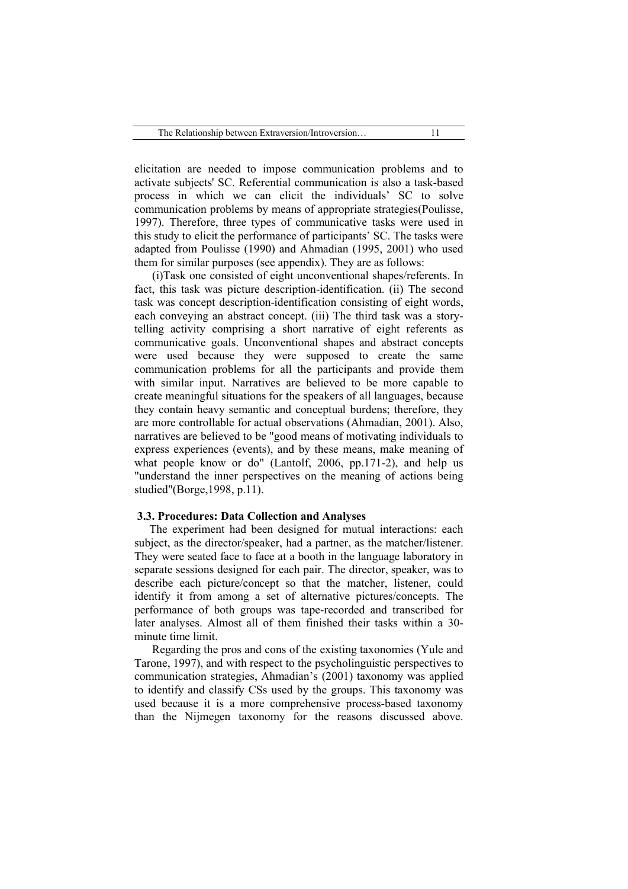elicitation are needed to impose communication problems and to activate subjects' SC. Referential communication is also a task-based process in which we can elicit the individuals' SC to solve communication problems by means of appropriate strategies(Poulisse, 1997). Therefore, three types of communicative tasks were used in this study to elicit the performance of participants' SC. The tasks were adapted from Poulisse (1990) and Ahmadian (1995, 2001) who used them for similar purposes (see appendix). They are as follows:

(i)Task one consisted of eight unconventional shapes/referents. In fact, this task was picture description-identification. (ii) The second task was concept description-identification consisting of eight words, each conveying an abstract concept. (iii) The third task was a story-telling activity comprising a short narrative of eight referents as communicative goals. Unconventional shapes and abstract concepts were used because they were supposed to create the same communication problems for all the participants and provide them with similar input. Narratives are believed to be more capable to create meaningful situations for the speakers of all languages, because they contain heavy semantic and conceptual burdens; therefore, they are more controllable for actual observations (Ahmadian, 2001). Also, narratives are believed to be "good means of motivating individuals to express experiences (events), and by these means, make meaning of what people know or do" (Lantolf, 2006, pp.171-2), and help us "understand the inner perspectives on the meaning of actions being studied"(Borge,1998, p.11).

### 3.3. Procedures: Data Collection and Analyses

The experiment had been designed for mutual interactions: each subject, as the director/speaker, had a partner, as the matcher/listener. They were seated face to face at a booth in the language laboratory in separate sessions designed for each pair. The director, speaker, was to describe each picture/concept so that the matcher, listener, could identify it from among a set of alternative pictures/concepts. The performance of both groups was tape-recorded and transcribed for later analyses. Almost all of them finished their tasks within a 30-minute time limit.

Regarding the pros and cons of the existing taxonomies (Yule and Tarone, 1997), and with respect to the psycholinguistic perspectives to communication strategies, Ahmadian's (2001) taxonomy was applied to identify and classify CSs used by the groups. This taxonomy was used because it is a more comprehensive process-based taxonomy than the Nijmegen taxonomy for the reasons discussed above.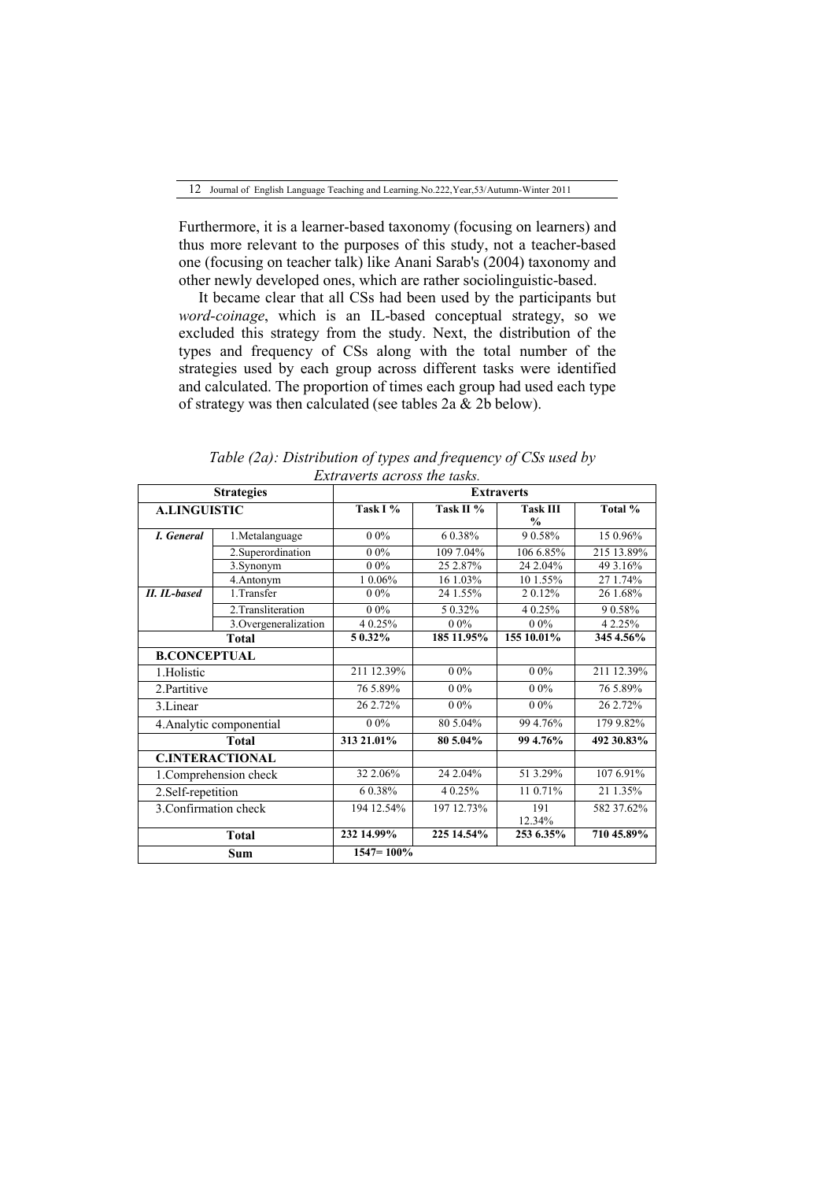Furthermore, it is a learner-based taxonomy (focusing on learners) and thus more relevant to the purposes of this study, not a teacher-based one (focusing on teacher talk) like Anani Sarab's (2004) taxonomy and other newly developed ones, which are rather sociolinguistic-based.

It became clear that all CSs had been used by the participants but *word-coinage*, which is an IL-based conceptual strategy, so we excluded this strategy from the study. Next, the distribution of the types and frequency of CSs along with the total number of the strategies used by each group across different tasks were identified and calculated. The proportion of times each group had used each type of strategy was then calculated (see tables 2a & 2b below).

*Table (2a): Distribution of types and frequency of CSs used by Extraverts across the tasks.*

| Strategies | | Extraverts | | | |
|---|---|---|---|---|---|
| **A.LINGUISTIC** | | **Task I %** | **Task II %** | **Task III %** | **Total %** |
| ***I. General*** | 1.Metalanguage | 0 0% | 6 0.38% | 9 0.58% | 15 0.96% |
| | 2.Superordination | 0 0% | 109 7.04% | 106 6.85% | 215 13.89% |
| | 3.Synonym | 0 0% | 25 2.87% | 24 2.04% | 49 3.16% |
| | 4.Antonym | 1 0.06% | 16 1.03% | 10 1.55% | 27 1.74% |
| ***II. IL-based*** | 1.Transfer | 0 0% | 24 1.55% | 2 0.12% | 26 1.68% |
| | 2.Transliteration | 0 0% | 5 0.32% | 4 0.25% | 9 0.58% |
| | 3.Overgeneralization | 4 0.25% | 0 0% | 0 0% | 4 2.25% |
| **Total** | | **5 0.32%** | **185 11.95%** | **155 10.01%** | **345 4.56%** |
| **B.CONCEPTUAL** | | | | | |
| 1.Holistic | | 211 12.39% | 0 0% | 0 0% | 211 12.39% |
| 2.Partitive | | 76 5.89% | 0 0% | 0 0% | 76 5.89% |
| 3.Linear | | 26 2.72% | 0 0% | 0 0% | 26 2.72% |
| 4.Analytic componential | | 0 0% | 80 5.04% | 99 4.76% | 179 9.82% |
| **Total** | | **313 21.01%** | **80 5.04%** | **99 4.76%** | **492 30.83%** |
| **C.INTERACTIONAL** | | | | | |
| 1.Comprehension check | | 32 2.06% | 24 2.04% | 51 3.29% | 107 6.91% |
| 2.Self-repetition | | 6 0.38% | 4 0.25% | 11 0.71% | 21 1.35% |
| 3.Confirmation check | | 194 12.54% | 197 12.73% | 191 12.34% | 582 37.62% |
| **Total** | | **232 14.99%** | **225 14.54%** | **253 6.35%** | **710 45.89%** |
| **Sum** | | **1547= 100%** | | | |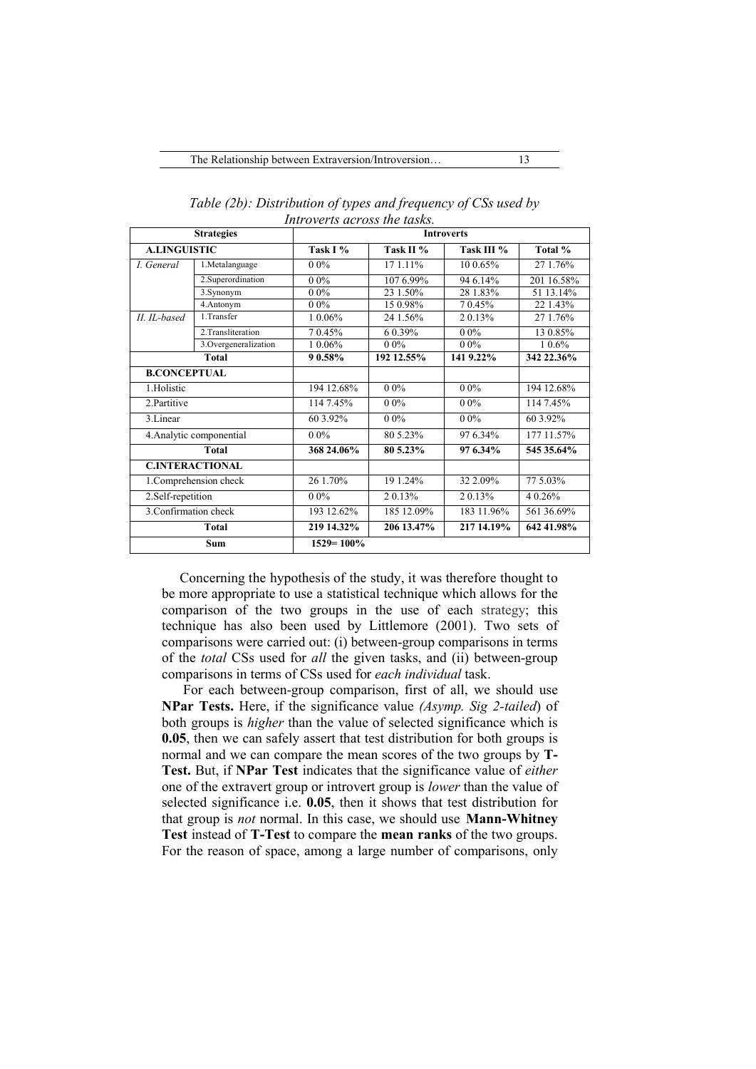*Table (2b): Distribution of types and frequency of CSs used by Introverts across the tasks.*

| Strategies | | Introverts | | | |
|---|---|---|---|---|---|
| **A.LINGUISTIC** | | **Task I %** | **Task II %** | **Task III %** | **Total %** |
| *I. General* | 1.Metalanguage | 0 0% | 17 1.11% | 10 0.65% | 27 1.76% |
| | 2.Superordination | 0 0% | 107 6.99% | 94 6.14% | 201 16.58% |
| | 3.Synonym | 0 0% | 23 1.50% | 28 1.83% | 51 13.14% |
| | 4.Antonym | 0 0% | 15 0.98% | 7 0.45% | 22 1.43% |
| *II. IL-based* | 1.Transfer | 1 0.06% | 24 1.56% | 2 0.13% | 27 1.76% |
| | 2.Transliteration | 7 0.45% | 6 0.39% | 0 0% | 13 0.85% |
| | 3.Overgeneralization | 1 0.06% | 0 0% | 0 0% | 1 0.6% |
| **Total** | | **9 0.58%** | **192 12.55%** | **141 9.22%** | **342 22.36%** |
| **B.CONCEPTUAL** | | | | | |
| 1.Holistic | | 194 12.68% | 0 0% | 0 0% | 194 12.68% |
| 2.Partitive | | 114 7.45% | 0 0% | 0 0% | 114 7.45% |
| 3.Linear | | 60 3.92% | 0 0% | 0 0% | 60 3.92% |
| 4.Analytic componential | | 0 0% | 80 5.23% | 97 6.34% | 177 11.57% |
| **Total** | | **368 24.06%** | **80 5.23%** | **97 6.34%** | **545 35.64%** |
| **C.INTERACTIONAL** | | | | | |
| 1.Comprehension check | | 26 1.70% | 19 1.24% | 32 2.09% | 77 5.03% |
| 2.Self-repetition | | 0 0% | 2 0.13% | 2 0.13% | 4 0.26% |
| 3.Confirmation check | | 193 12.62% | 185 12.09% | 183 11.96% | 561 36.69% |
| **Total** | | **219 14.32%** | **206 13.47%** | **217 14.19%** | **642 41.98%** |
| **Sum** | | **1529= 100%** | | | |

Concerning the hypothesis of the study, it was therefore thought to be more appropriate to use a statistical technique which allows for the comparison of the two groups in the use of each strategy; this technique has also been used by Littlemore (2001). Two sets of comparisons were carried out: (i) between-group comparisons in terms of the *total* CSs used for *all* the given tasks, and (ii) between-group comparisons in terms of CSs used for *each individual* task.

For each between-group comparison, first of all, we should use **NPar Tests.** Here, if the significance value *(Asymp. Sig 2-tailed*) of both groups is *higher* than the value of selected significance which is **0.05**, then we can safely assert that test distribution for both groups is normal and we can compare the mean scores of the two groups by **T-Test.** But, if **NPar Test** indicates that the significance value of *either* one of the extravert group or introvert group is *lower* than the value of selected significance i.e. **0.05**, then it shows that test distribution for that group is *not* normal. In this case, we should use **Mann-Whitney Test** instead of **T-Test** to compare the **mean ranks** of the two groups. For the reason of space, among a large number of comparisons, only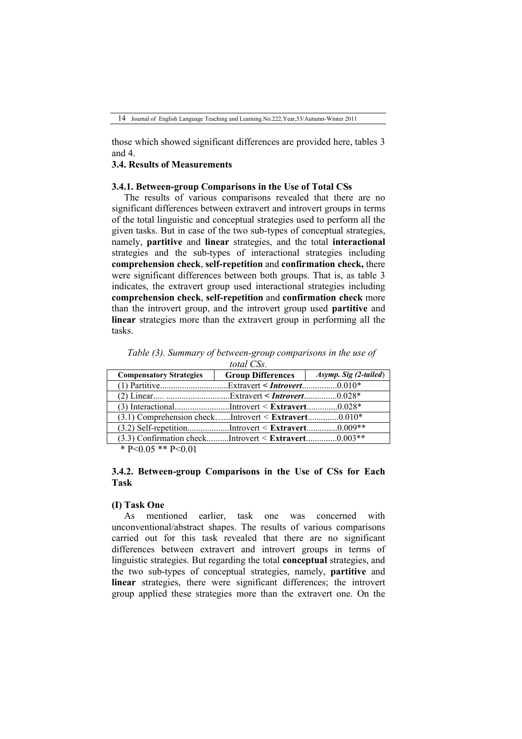those which showed significant differences are provided here, tables 3 and 4.

### 3.4. Results of Measurements

#### 3.4.1. Between-group Comparisons in the Use of Total CSs

The results of various comparisons revealed that there are no significant differences between extravert and introvert groups in terms of the total linguistic and conceptual strategies used to perform all the given tasks. But in case of the two sub-types of conceptual strategies, namely, **partitive** and **linear** strategies, and the total **interactional** strategies and the sub-types of interactional strategies including **comprehension check**, **self-repetition** and **confirmation check,** there were significant differences between both groups. That is, as table 3 indicates, the extravert group used interactional strategies including **comprehension check**, **self-repetition** and **confirmation check** more than the introvert group, and the introvert group used **partitive** and **linear** strategies more than the extravert group in performing all the tasks.

*Table (3). Summary of between-group comparisons in the use of total CSs.*

| Compensatory Strategies | Group Differences | *Asymp. Sig (2-tailed)* |
|---|---|---|
| (1) Partitive | Extravert < ***Introvert*** | 0.010* |
| (2) Linear | Extravert < ***Introvert*** | 0.028* |
| (3) Interactional | Introvert < **Extravert** | 0.028* |
| (3.1) Comprehension check | Introvert < **Extravert** | 0.010* |
| (3.2) Self-repetition | Introvert < **Extravert** | 0.009** |
| (3.3) Confirmation check | Introvert < **Extravert** | 0.003** |

* $P<0.05$ ** $P<0.01$

#### 3.4.2. Between-group Comparisons in the Use of CSs for Each Task

**(I) Task One**

As mentioned earlier, task one was concerned with unconventional/abstract shapes. The results of various comparisons carried out for this task revealed that there are no significant differences between extravert and introvert groups in terms of linguistic strategies. But regarding the total **conceptual** strategies, and the two sub-types of conceptual strategies, namely, **partitive** and **linear** strategies, there were significant differences; the introvert group applied these strategies more than the extravert one. On the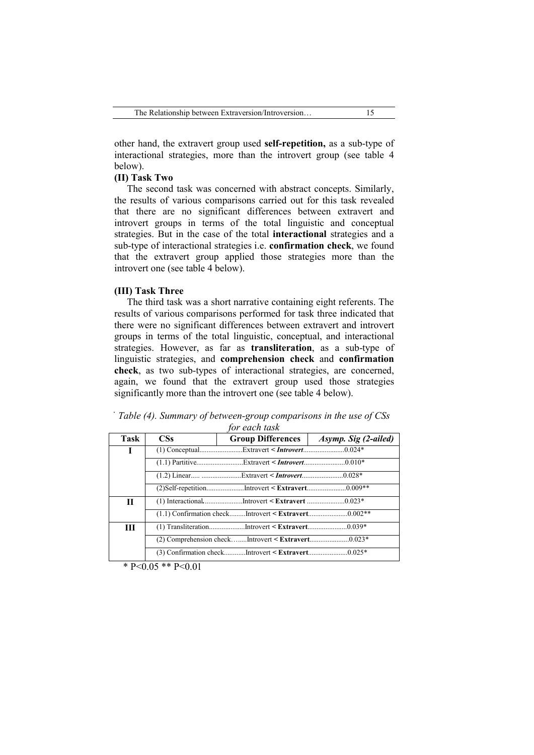other hand, the extravert group used **self-repetition,** as a sub-type of interactional strategies, more than the introvert group (see table 4 below).

**(II) Task Two**

The second task was concerned with abstract concepts. Similarly, the results of various comparisons carried out for this task revealed that there are no significant differences between extravert and introvert groups in terms of the total linguistic and conceptual strategies. But in the case of the total **interactional** strategies and a sub-type of interactional strategies i.e. **confirmation check**, we found that the extravert group applied those strategies more than the introvert one (see table 4 below).

**(III) Task Three**

The third task was a short narrative containing eight referents. The results of various comparisons performed for task three indicated that there were no significant differences between extravert and introvert groups in terms of the total linguistic, conceptual, and interactional strategies. However, as far as **transliteration**, as a sub-type of linguistic strategies, and **comprehension check** and **confirmation check**, as two sub-types of interactional strategies, are concerned, again, we found that the extravert group used those strategies significantly more than the introvert one (see table 4 below).

*Table (4). Summary of between-group comparisons in the use of CSs for each task*

| Task | CSs | Group Differences | *Asymp. Sig (2-ailed)* |
|---|---|---|---|
| I | (1) Conceptual | Extravert < ***Introvert*** | 0.024* |
| | (1.1) Partitive | Extravert < ***Introvert*** | 0.010* |
| | (1.2) Linear | Extravert < ***Introvert*** | 0.028* |
| | (2)Self-repetition | Introvert < **Extravert** | 0.009** |
| II | (1) Interactional | Introvert < **Extravert** | 0.023* |
| | (1.1) Confirmation check | Introvert < **Extravert** | 0.002** |
| III | (1) Transliteration | Introvert < **Extravert** | 0.039* |
| | (2) Comprehension check | Introvert < **Extravert** | 0.023* |
| | (3) Confirmation check | Introvert < **Extravert** | 0.025* |

* $P<0.05$ ** $P<0.01$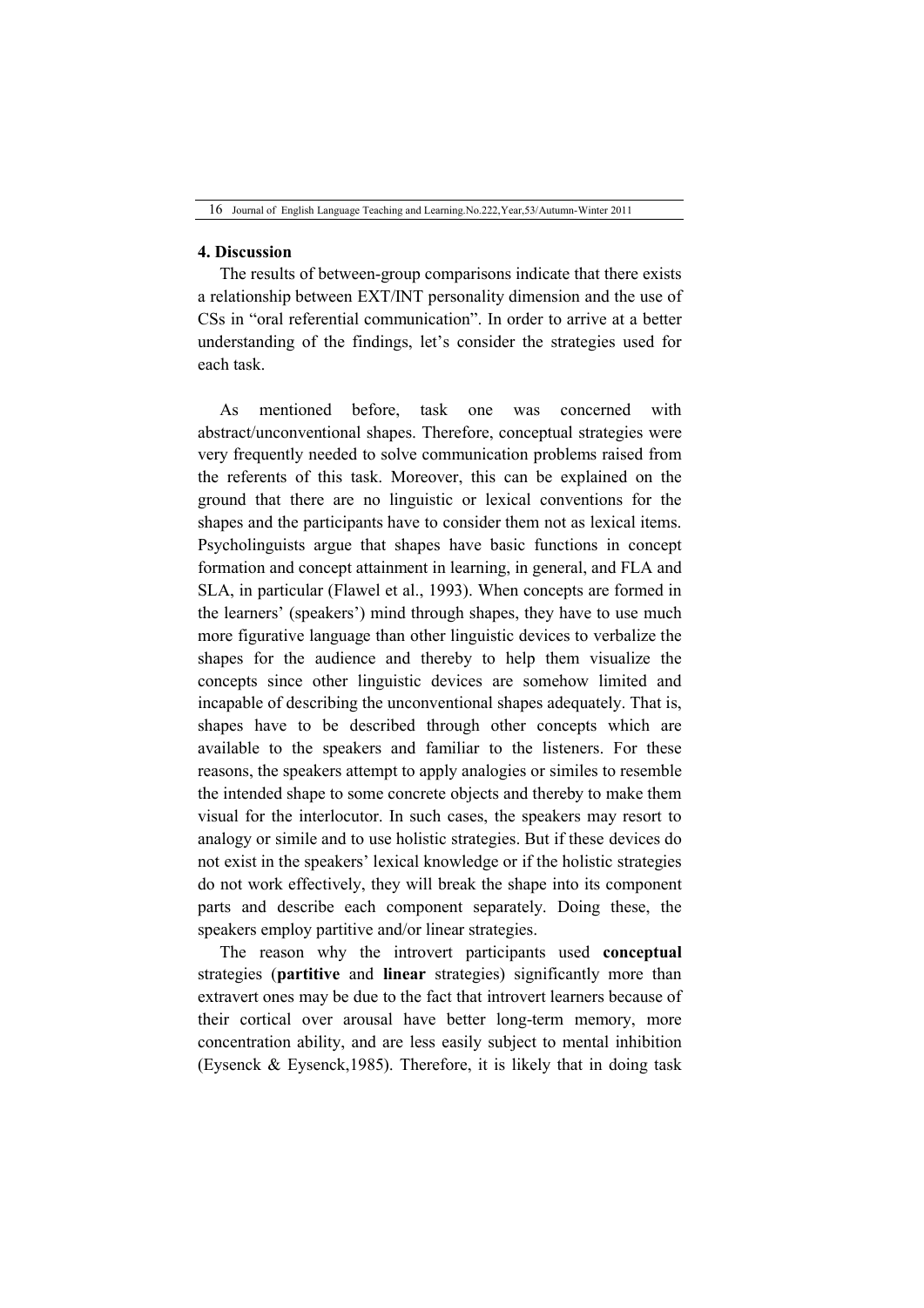## 4. Discussion

The results of between-group comparisons indicate that there exists a relationship between EXT/INT personality dimension and the use of CSs in "oral referential communication". In order to arrive at a better understanding of the findings, let's consider the strategies used for each task.

As mentioned before, task one was concerned with abstract/unconventional shapes. Therefore, conceptual strategies were very frequently needed to solve communication problems raised from the referents of this task. Moreover, this can be explained on the ground that there are no linguistic or lexical conventions for the shapes and the participants have to consider them not as lexical items. Psycholinguists argue that shapes have basic functions in concept formation and concept attainment in learning, in general, and FLA and SLA, in particular (Flawel et al., 1993). When concepts are formed in the learners' (speakers') mind through shapes, they have to use much more figurative language than other linguistic devices to verbalize the shapes for the audience and thereby to help them visualize the concepts since other linguistic devices are somehow limited and incapable of describing the unconventional shapes adequately. That is, shapes have to be described through other concepts which are available to the speakers and familiar to the listeners. For these reasons, the speakers attempt to apply analogies or similes to resemble the intended shape to some concrete objects and thereby to make them visual for the interlocutor. In such cases, the speakers may resort to analogy or simile and to use holistic strategies. But if these devices do not exist in the speakers' lexical knowledge or if the holistic strategies do not work effectively, they will break the shape into its component parts and describe each component separately. Doing these, the speakers employ partitive and/or linear strategies.

The reason why the introvert participants used **conceptual** strategies (**partitive** and **linear** strategies) significantly more than extravert ones may be due to the fact that introvert learners because of their cortical over arousal have better long-term memory, more concentration ability, and are less easily subject to mental inhibition (Eysenck & Eysenck,1985). Therefore, it is likely that in doing task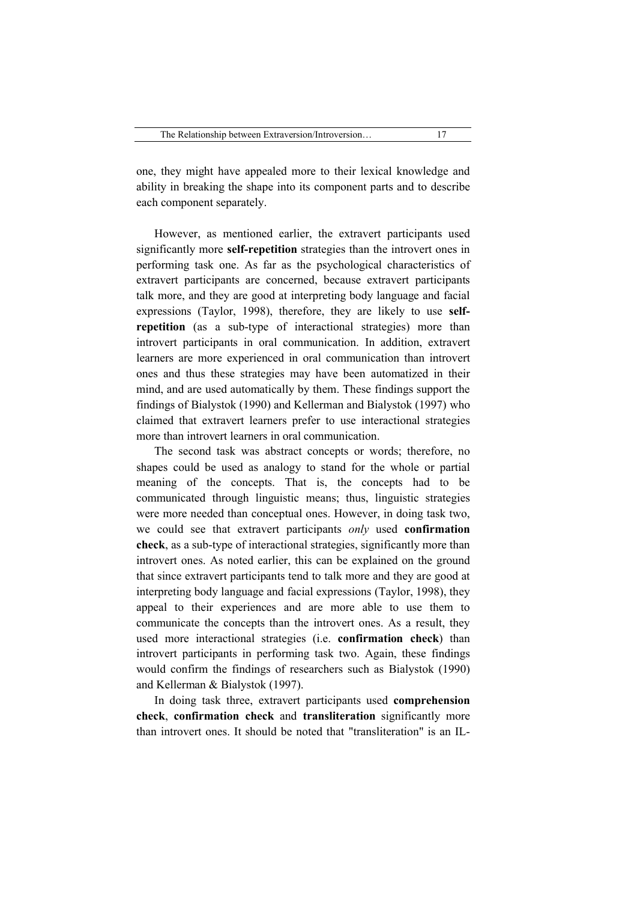one, they might have appealed more to their lexical knowledge and ability in breaking the shape into its component parts and to describe each component separately.

However, as mentioned earlier, the extravert participants used significantly more **self-repetition** strategies than the introvert ones in performing task one. As far as the psychological characteristics of extravert participants are concerned, because extravert participants talk more, and they are good at interpreting body language and facial expressions (Taylor, 1998), therefore, they are likely to use **self-repetition** (as a sub-type of interactional strategies) more than introvert participants in oral communication. In addition, extravert learners are more experienced in oral communication than introvert ones and thus these strategies may have been automatized in their mind, and are used automatically by them. These findings support the findings of Bialystok (1990) and Kellerman and Bialystok (1997) who claimed that extravert learners prefer to use interactional strategies more than introvert learners in oral communication.

The second task was abstract concepts or words; therefore, no shapes could be used as analogy to stand for the whole or partial meaning of the concepts. That is, the concepts had to be communicated through linguistic means; thus, linguistic strategies were more needed than conceptual ones. However, in doing task two, we could see that extravert participants *only* used **confirmation check**, as a sub-type of interactional strategies, significantly more than introvert ones. As noted earlier, this can be explained on the ground that since extravert participants tend to talk more and they are good at interpreting body language and facial expressions (Taylor, 1998), they appeal to their experiences and are more able to use them to communicate the concepts than the introvert ones. As a result, they used more interactional strategies (i.e. **confirmation check**) than introvert participants in performing task two. Again, these findings would confirm the findings of researchers such as Bialystok (1990) and Kellerman & Bialystok (1997).

In doing task three, extravert participants used **comprehension check**, **confirmation check** and **transliteration** significantly more than introvert ones. It should be noted that "transliteration" is an IL-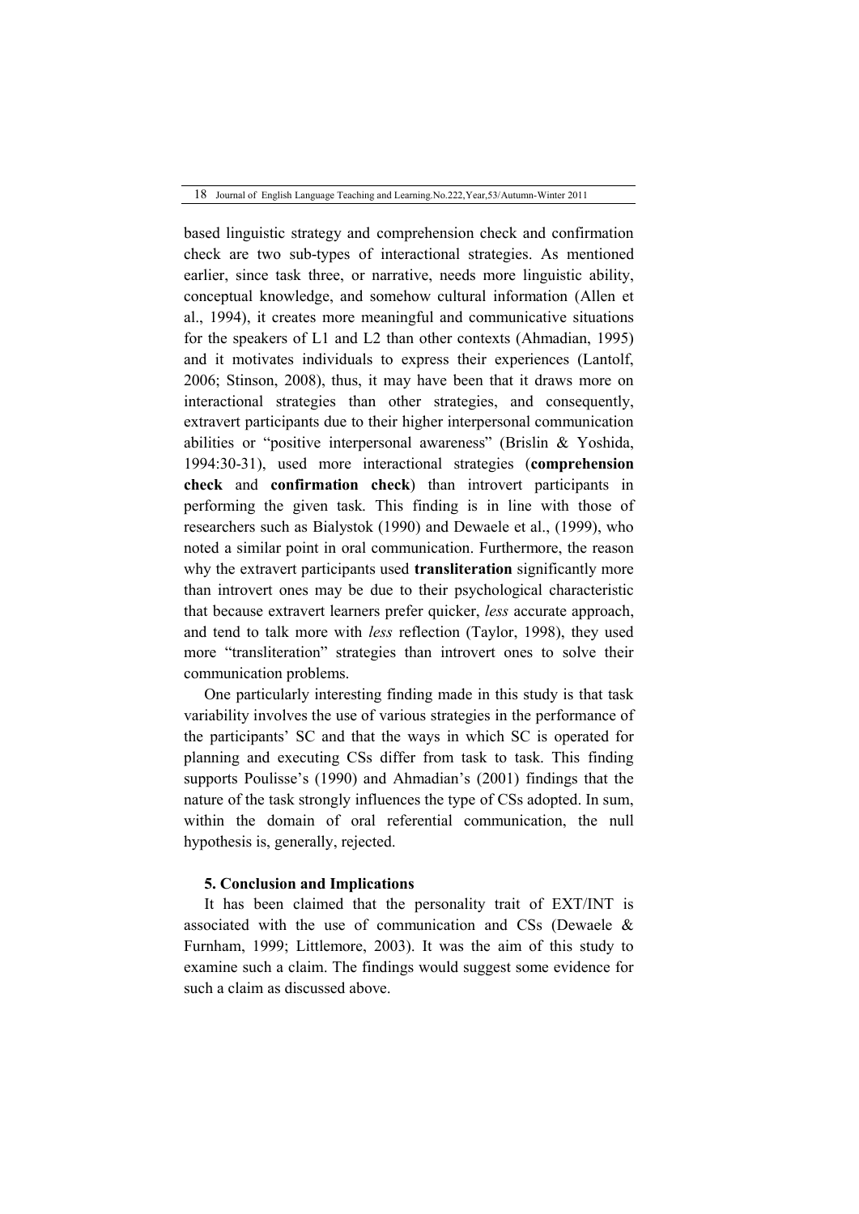based linguistic strategy and comprehension check and confirmation check are two sub-types of interactional strategies. As mentioned earlier, since task three, or narrative, needs more linguistic ability, conceptual knowledge, and somehow cultural information (Allen et al., 1994), it creates more meaningful and communicative situations for the speakers of L1 and L2 than other contexts (Ahmadian, 1995) and it motivates individuals to express their experiences (Lantolf, 2006; Stinson, 2008), thus, it may have been that it draws more on interactional strategies than other strategies, and consequently, extravert participants due to their higher interpersonal communication abilities or "positive interpersonal awareness" (Brislin & Yoshida, 1994:30-31), used more interactional strategies (**comprehension check** and **confirmation check**) than introvert participants in performing the given task. This finding is in line with those of researchers such as Bialystok (1990) and Dewaele et al., (1999), who noted a similar point in oral communication. Furthermore, the reason why the extravert participants used **transliteration** significantly more than introvert ones may be due to their psychological characteristic that because extravert learners prefer quicker, *less* accurate approach, and tend to talk more with *less* reflection (Taylor, 1998), they used more "transliteration" strategies than introvert ones to solve their communication problems.

One particularly interesting finding made in this study is that task variability involves the use of various strategies in the performance of the participants' SC and that the ways in which SC is operated for planning and executing CSs differ from task to task. This finding supports Poulisse's (1990) and Ahmadian's (2001) findings that the nature of the task strongly influences the type of CSs adopted. In sum, within the domain of oral referential communication, the null hypothesis is, generally, rejected.

## 5. Conclusion and Implications

It has been claimed that the personality trait of EXT/INT is associated with the use of communication and CSs (Dewaele & Furnham, 1999; Littlemore, 2003). It was the aim of this study to examine such a claim. The findings would suggest some evidence for such a claim as discussed above.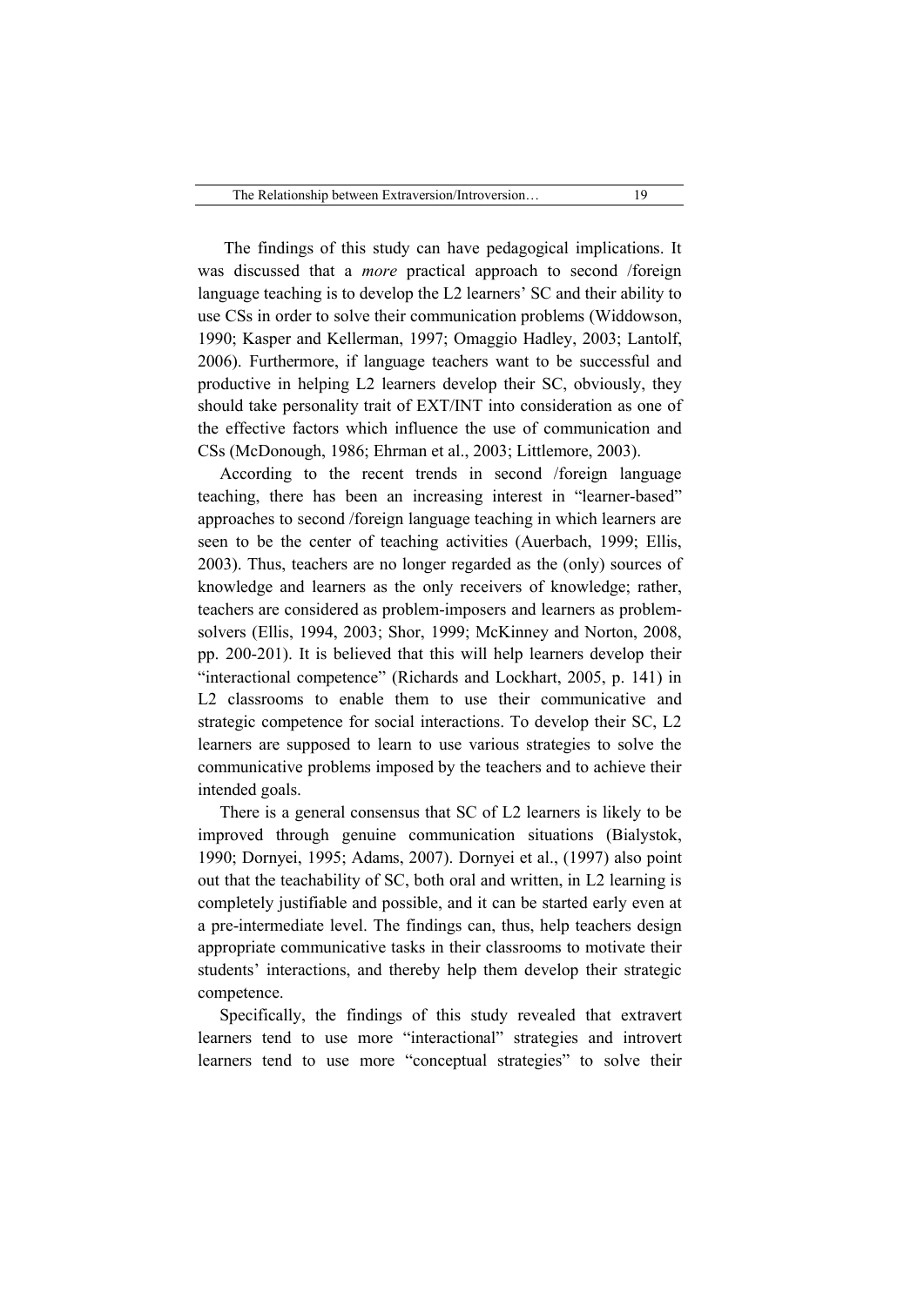The findings of this study can have pedagogical implications. It was discussed that a *more* practical approach to second /foreign language teaching is to develop the L2 learners' SC and their ability to use CSs in order to solve their communication problems (Widdowson, 1990; Kasper and Kellerman, 1997; Omaggio Hadley, 2003; Lantolf, 2006). Furthermore, if language teachers want to be successful and productive in helping L2 learners develop their SC, obviously, they should take personality trait of EXT/INT into consideration as one of the effective factors which influence the use of communication and CSs (McDonough, 1986; Ehrman et al., 2003; Littlemore, 2003).

According to the recent trends in second /foreign language teaching, there has been an increasing interest in "learner-based" approaches to second /foreign language teaching in which learners are seen to be the center of teaching activities (Auerbach, 1999; Ellis, 2003). Thus, teachers are no longer regarded as the (only) sources of knowledge and learners as the only receivers of knowledge; rather, teachers are considered as problem-imposers and learners as problem-solvers (Ellis, 1994, 2003; Shor, 1999; McKinney and Norton, 2008, pp. 200-201). It is believed that this will help learners develop their "interactional competence" (Richards and Lockhart, 2005, p. 141) in L2 classrooms to enable them to use their communicative and strategic competence for social interactions. To develop their SC, L2 learners are supposed to learn to use various strategies to solve the communicative problems imposed by the teachers and to achieve their intended goals.

There is a general consensus that SC of L2 learners is likely to be improved through genuine communication situations (Bialystok, 1990; Dornyei, 1995; Adams, 2007). Dornyei et al., (1997) also point out that the teachability of SC, both oral and written, in L2 learning is completely justifiable and possible, and it can be started early even at a pre-intermediate level. The findings can, thus, help teachers design appropriate communicative tasks in their classrooms to motivate their students' interactions, and thereby help them develop their strategic competence.

Specifically, the findings of this study revealed that extravert learners tend to use more "interactional" strategies and introvert learners tend to use more "conceptual strategies" to solve their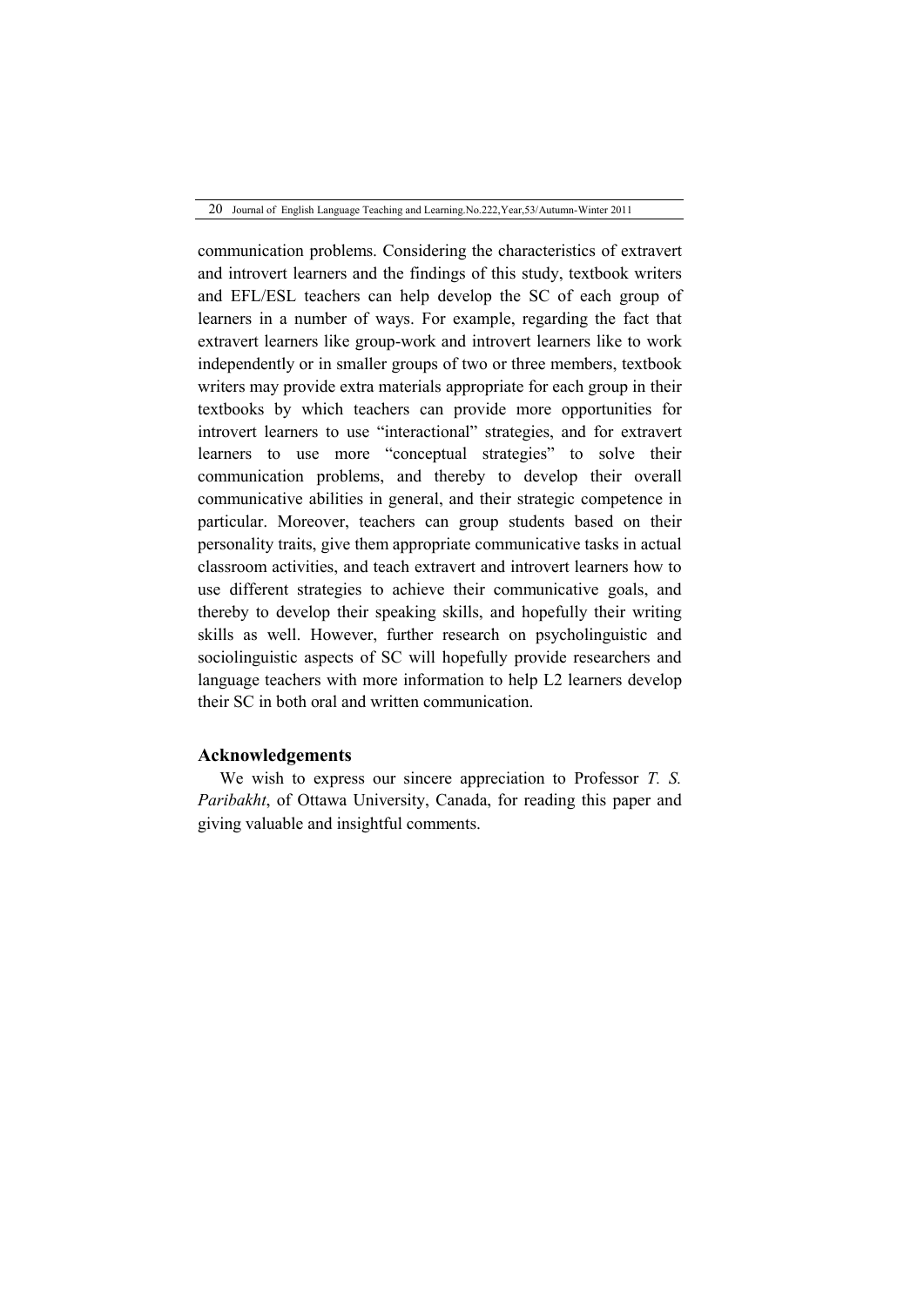communication problems. Considering the characteristics of extravert and introvert learners and the findings of this study, textbook writers and EFL/ESL teachers can help develop the SC of each group of learners in a number of ways. For example, regarding the fact that extravert learners like group-work and introvert learners like to work independently or in smaller groups of two or three members, textbook writers may provide extra materials appropriate for each group in their textbooks by which teachers can provide more opportunities for introvert learners to use "interactional" strategies, and for extravert learners to use more "conceptual strategies" to solve their communication problems, and thereby to develop their overall communicative abilities in general, and their strategic competence in particular. Moreover, teachers can group students based on their personality traits, give them appropriate communicative tasks in actual classroom activities, and teach extravert and introvert learners how to use different strategies to achieve their communicative goals, and thereby to develop their speaking skills, and hopefully their writing skills as well. However, further research on psycholinguistic and sociolinguistic aspects of SC will hopefully provide researchers and language teachers with more information to help L2 learners develop their SC in both oral and written communication.

## Acknowledgements

We wish to express our sincere appreciation to Professor *T. S. Paribakht*, of Ottawa University, Canada, for reading this paper and giving valuable and insightful comments.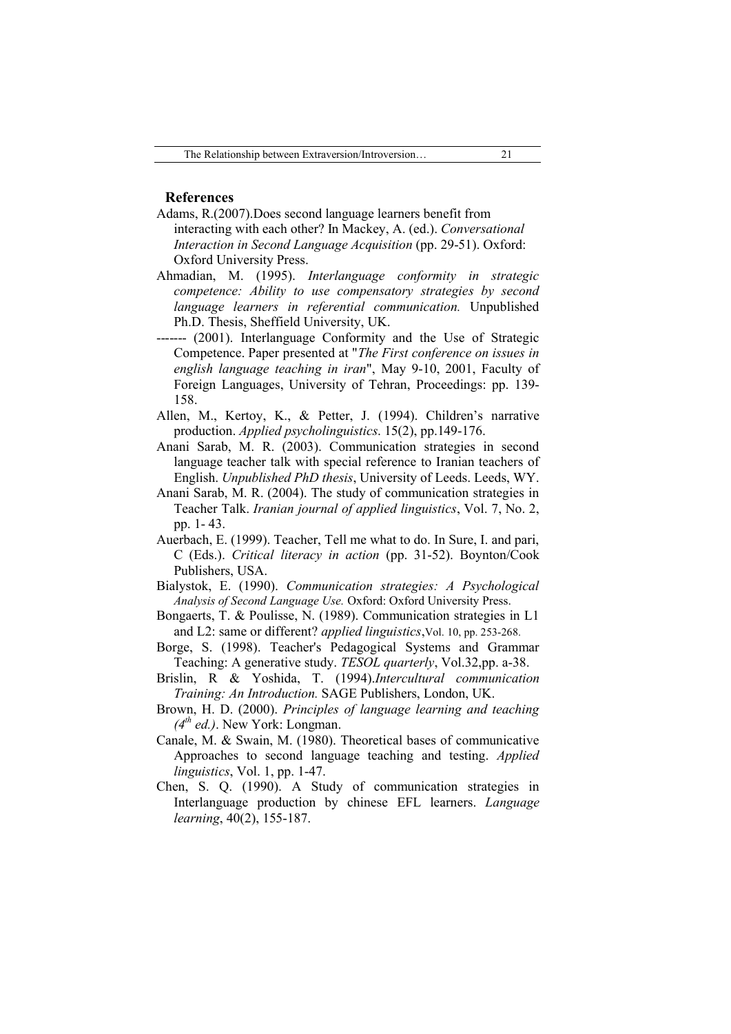## References

Adams, R.(2007).Does second language learners benefit from interacting with each other? In Mackey, A. (ed.). *Conversational Interaction in Second Language Acquisition* (pp. 29-51). Oxford: Oxford University Press.

Ahmadian, M. (1995). *Interlanguage conformity in strategic competence: Ability to use compensatory strategies by second language learners in referential communication.* Unpublished Ph.D. Thesis, Sheffield University, UK.

------- (2001). Interlanguage Conformity and the Use of Strategic Competence. Paper presented at "*The First conference on issues in english language teaching in iran*", May 9-10, 2001, Faculty of Foreign Languages, University of Tehran, Proceedings: pp. 139-158.

Allen, M., Kertoy, K., & Petter, J. (1994). Children's narrative production. *Applied psycholinguistics*. 15(2), pp.149-176.

Anani Sarab, M. R. (2003). Communication strategies in second language teacher talk with special reference to Iranian teachers of English. *Unpublished PhD thesis*, University of Leeds. Leeds, WY.

Anani Sarab, M. R. (2004). The study of communication strategies in Teacher Talk. *Iranian journal of applied linguistics*, Vol. 7, No. 2, pp. 1- 43.

Auerbach, E. (1999). Teacher, Tell me what to do. In Sure, I. and pari, C (Eds.). *Critical literacy in action* (pp. 31-52). Boynton/Cook Publishers, USA.

Bialystok, E. (1990). *Communication strategies: A Psychological Analysis of Second Language Use.* Oxford: Oxford University Press.

Bongaerts, T. & Poulisse, N. (1989). Communication strategies in L1 and L2: same or different? *applied linguistics*,Vol. 10, pp. 253-268.

Borge, S. (1998). Teacher's Pedagogical Systems and Grammar Teaching: A generative study. *TESOL quarterly*, Vol.32,pp. a-38.

Brislin, R & Yoshida, T. (1994).*Intercultural communication Training: An Introduction.* SAGE Publishers, London, UK.

Brown, H. D. (2000). *Principles of language learning and teaching (4th ed.)*. New York: Longman.

Canale, M. & Swain, M. (1980). Theoretical bases of communicative Approaches to second language teaching and testing. *Applied linguistics*, Vol. 1, pp. 1-47.

Chen, S. Q. (1990). A Study of communication strategies in Interlanguage production by chinese EFL learners. *Language learning*, 40(2), 155-187.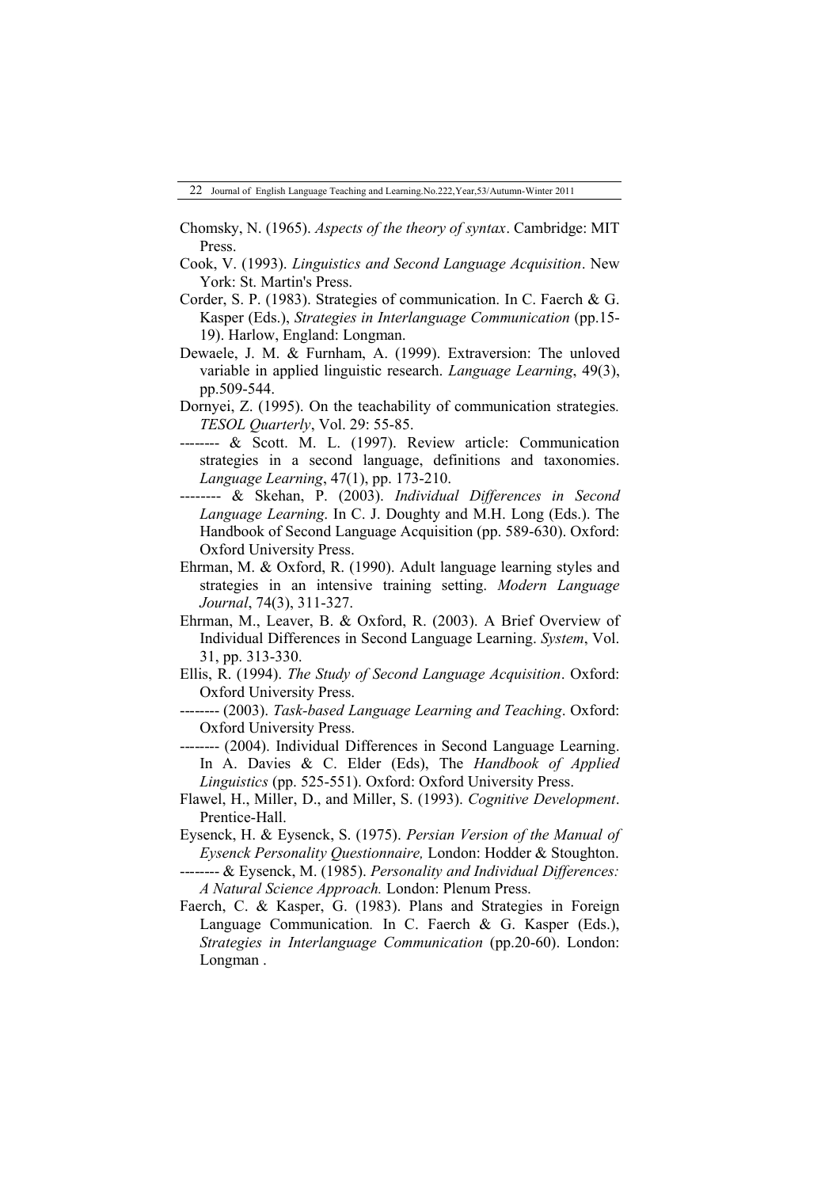Chomsky, N. (1965). *Aspects of the theory of syntax*. Cambridge: MIT Press.

Cook, V. (1993). *Linguistics and Second Language Acquisition*. New York: St. Martin's Press.

Corder, S. P. (1983). Strategies of communication. In C. Faerch & G. Kasper (Eds.), *Strategies in Interlanguage Communication* (pp.15-19). Harlow, England: Longman.

Dewaele, J. M. & Furnham, A. (1999). Extraversion: The unloved variable in applied linguistic research. *Language Learning*, 49(3), pp.509-544.

Dornyei, Z. (1995). On the teachability of communication strategies. *TESOL Quarterly*, Vol. 29: 55-85.

-------- & Scott. M. L. (1997). Review article: Communication strategies in a second language, definitions and taxonomies. *Language Learning*, 47(1), pp. 173-210.

-------- & Skehan, P. (2003). *Individual Differences in Second Language Learning*. In C. J. Doughty and M.H. Long (Eds.). The Handbook of Second Language Acquisition (pp. 589-630). Oxford: Oxford University Press.

Ehrman, M. & Oxford, R. (1990). Adult language learning styles and strategies in an intensive training setting. *Modern Language Journal*, 74(3), 311-327.

Ehrman, M., Leaver, B. & Oxford, R. (2003). A Brief Overview of Individual Differences in Second Language Learning. *System*, Vol. 31, pp. 313-330.

Ellis, R. (1994). *The Study of Second Language Acquisition*. Oxford: Oxford University Press.

-------- (2003). *Task-based Language Learning and Teaching*. Oxford: Oxford University Press.

-------- (2004). Individual Differences in Second Language Learning. In A. Davies & C. Elder (Eds), The *Handbook of Applied Linguistics* (pp. 525-551). Oxford: Oxford University Press.

Flawel, H., Miller, D., and Miller, S. (1993). *Cognitive Development*. Prentice-Hall.

Eysenck, H. & Eysenck, S. (1975). *Persian Version of the Manual of Eysenck Personality Questionnaire,* London: Hodder & Stoughton.

-------- & Eysenck, M. (1985). *Personality and Individual Differences: A Natural Science Approach.* London: Plenum Press.

Faerch, C. & Kasper, G. (1983). Plans and Strategies in Foreign Language Communication. In C. Faerch & G. Kasper (Eds.), *Strategies in Interlanguage Communication* (pp.20-60). London: Longman .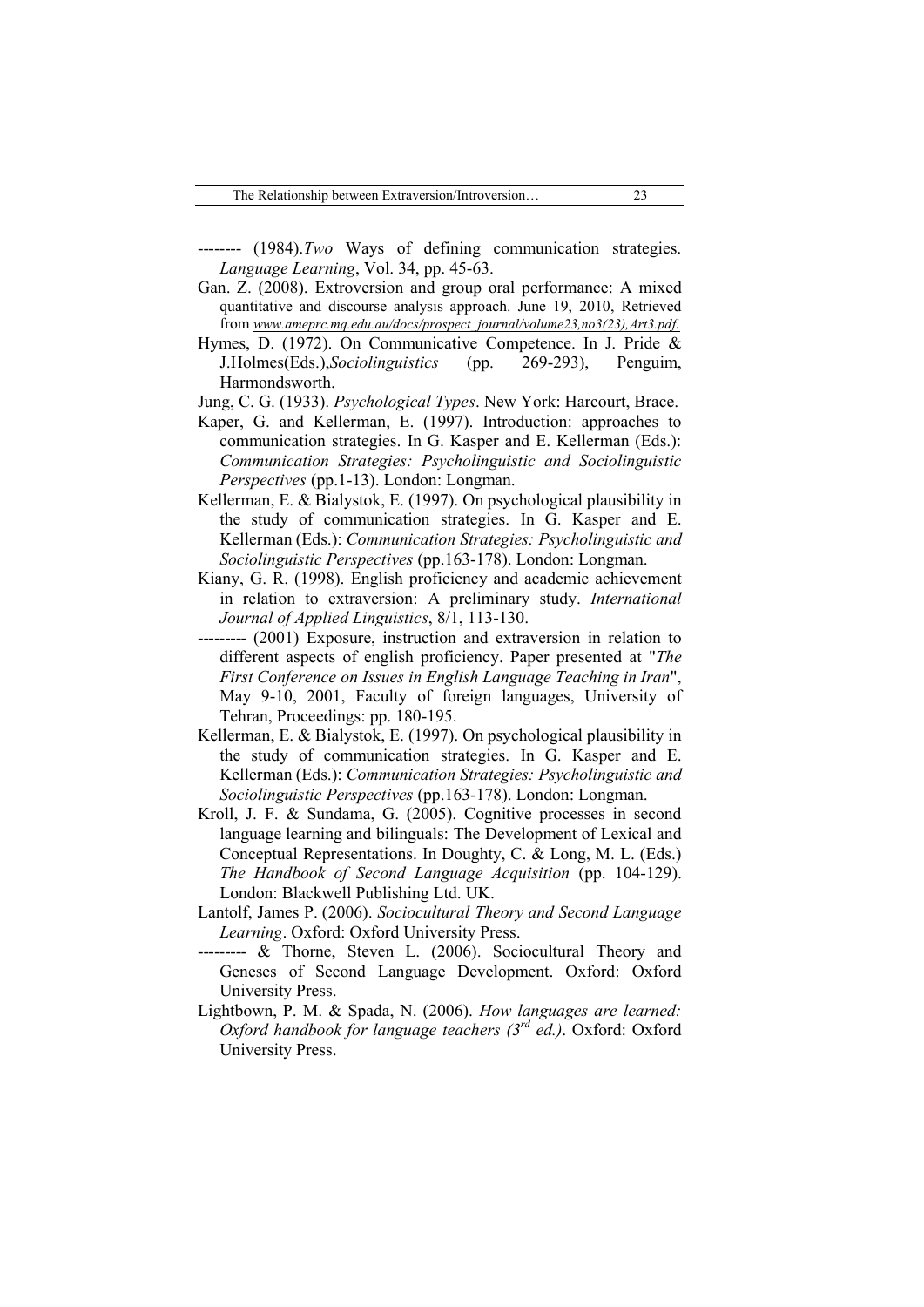-------- (1984).*Two* Ways of defining communication strategies. *Language Learning*, Vol. 34, pp. 45-63.

Gan. Z. (2008). Extroversion and group oral performance: A mixed quantitative and discourse analysis approach. June 19, 2010, Retrieved from *www.ameprc.mq.edu.au/docs/prospect_journal/volume23,no3(23),Art3.pdf.*

Hymes, D. (1972). On Communicative Competence. In J. Pride & J.Holmes(Eds.),*Sociolinguistics* (pp. 269-293), Penguim, Harmondsworth.

Jung, C. G. (1933). *Psychological Types*. New York: Harcourt, Brace.

Kaper, G. and Kellerman, E. (1997). Introduction: approaches to communication strategies. In G. Kasper and E. Kellerman (Eds.): *Communication Strategies: Psycholinguistic and Sociolinguistic Perspectives* (pp.1-13). London: Longman.

Kellerman, E. & Bialystok, E. (1997). On psychological plausibility in the study of communication strategies. In G. Kasper and E. Kellerman (Eds.): *Communication Strategies: Psycholinguistic and Sociolinguistic Perspectives* (pp.163-178). London: Longman.

Kiany, G. R. (1998). English proficiency and academic achievement in relation to extraversion: A preliminary study. *International Journal of Applied Linguistics*, 8/1, 113-130.

--------- (2001) Exposure, instruction and extraversion in relation to different aspects of english proficiency. Paper presented at "*The First Conference on Issues in English Language Teaching in Iran*", May 9-10, 2001, Faculty of foreign languages, University of Tehran, Proceedings: pp. 180-195.

Kellerman, E. & Bialystok, E. (1997). On psychological plausibility in the study of communication strategies. In G. Kasper and E. Kellerman (Eds.): *Communication Strategies: Psycholinguistic and Sociolinguistic Perspectives* (pp.163-178). London: Longman.

Kroll, J. F. & Sundama, G. (2005). Cognitive processes in second language learning and bilinguals: The Development of Lexical and Conceptual Representations. In Doughty, C. & Long, M. L. (Eds.) *The Handbook of Second Language Acquisition* (pp. 104-129). London: Blackwell Publishing Ltd. UK.

Lantolf, James P. (2006). *Sociocultural Theory and Second Language Learning*. Oxford: Oxford University Press.

--------- & Thorne, Steven L. (2006). Sociocultural Theory and Geneses of Second Language Development. Oxford: Oxford University Press.

Lightbown, P. M. & Spada, N. (2006). *How languages are learned: Oxford handbook for language teachers (3rd ed.)*. Oxford: Oxford University Press.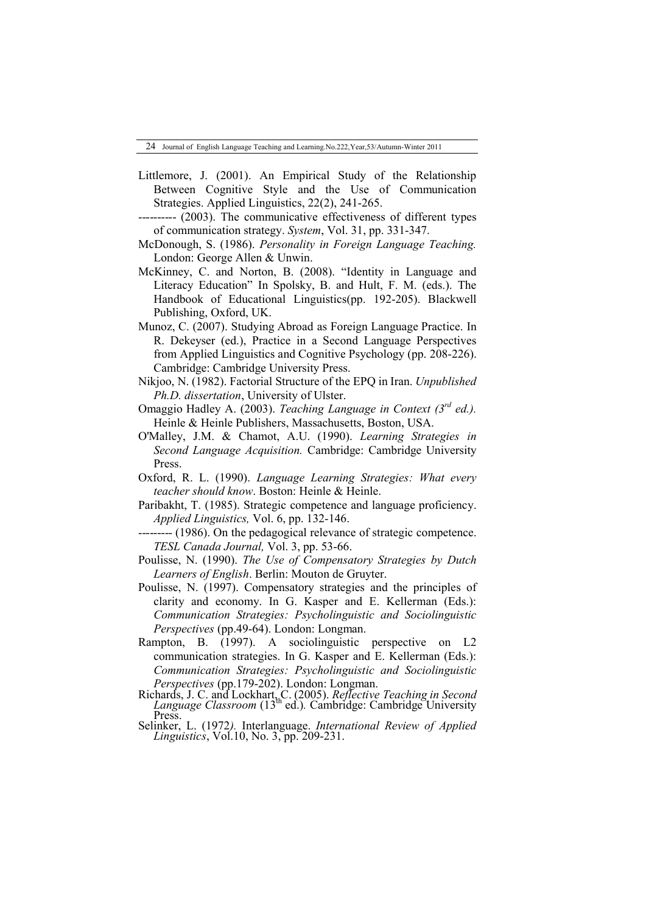Littlemore, J. (2001). An Empirical Study of the Relationship Between Cognitive Style and the Use of Communication Strategies. Applied Linguistics, 22(2), 241-265.

---------- (2003). The communicative effectiveness of different types of communication strategy. *System*, Vol. 31, pp. 331-347.

McDonough, S. (1986). *Personality in Foreign Language Teaching.* London: George Allen & Unwin.

McKinney, C. and Norton, B. (2008). "Identity in Language and Literacy Education" In Spolsky, B. and Hult, F. M. (eds.). The Handbook of Educational Linguistics(pp. 192-205). Blackwell Publishing, Oxford, UK.

Munoz, C. (2007). Studying Abroad as Foreign Language Practice. In R. Dekeyser (ed.), Practice in a Second Language Perspectives from Applied Linguistics and Cognitive Psychology (pp. 208-226). Cambridge: Cambridge University Press.

Nikjoo, N. (1982). Factorial Structure of the EPQ in Iran. *Unpublished Ph.D. dissertation*, University of Ulster.

Omaggio Hadley A. (2003). *Teaching Language in Context (3rd ed.).* Heinle & Heinle Publishers, Massachusetts, Boston, USA.

O'Malley, J.M. & Chamot, A.U. (1990). *Learning Strategies in Second Language Acquisition.* Cambridge: Cambridge University Press.

Oxford, R. L. (1990). *Language Learning Strategies: What every teacher should know*. Boston: Heinle & Heinle.

Paribakht, T. (1985). Strategic competence and language proficiency. *Applied Linguistics,* Vol. 6, pp. 132-146.

--------- (1986). On the pedagogical relevance of strategic competence. *TESL Canada Journal,* Vol. 3, pp. 53-66.

Poulisse, N. (1990). *The Use of Compensatory Strategies by Dutch Learners of English*. Berlin: Mouton de Gruyter.

Poulisse, N. (1997). Compensatory strategies and the principles of clarity and economy. In G. Kasper and E. Kellerman (Eds.): *Communication Strategies: Psycholinguistic and Sociolinguistic Perspectives* (pp.49-64). London: Longman.

Rampton, B. (1997). A sociolinguistic perspective on L2 communication strategies. In G. Kasper and E. Kellerman (Eds.): *Communication Strategies: Psycholinguistic and Sociolinguistic Perspectives* (pp.179-202). London: Longman.

Richards, J. C. and Lockhart, C. (2005). *Reflective Teaching in Second Language Classroom* (13th ed.)*.* Cambridge: Cambridge University Press.

Selinker, L. (1972*).* Interlanguage. *International Review of Applied Linguistics*, Vol.10, No. 3, pp. 209-231.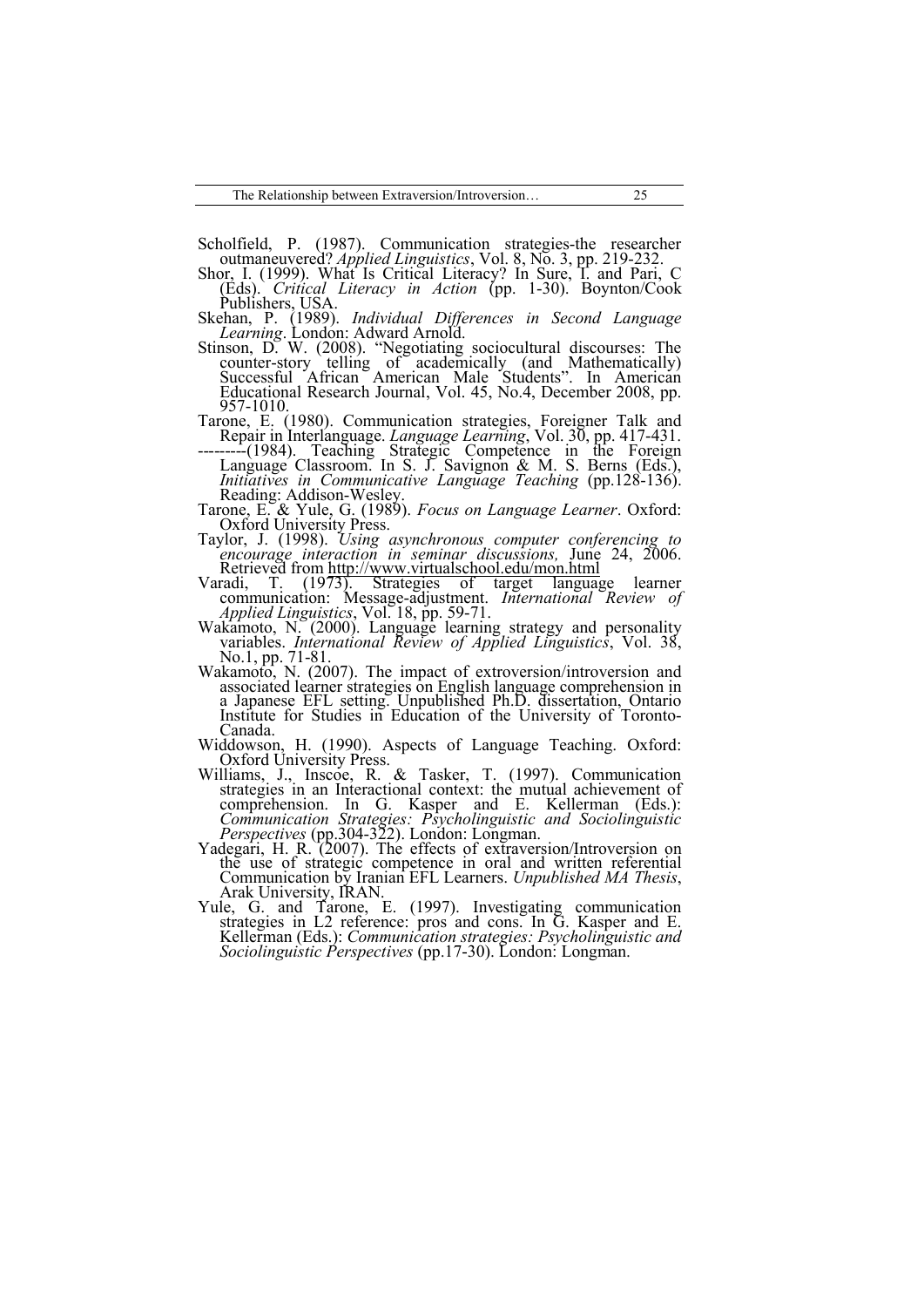Scholfield, P. (1987). Communication strategies-the researcher outmaneuvered? *Applied Linguistics*, Vol. 8, No. 3, pp. 219-232.

Shor, I. (1999). What Is Critical Literacy? In Sure, I. and Pari, C (Eds). *Critical Literacy in Action* (pp. 1-30). Boynton/Cook Publishers, USA.

Skehan, P. (1989). *Individual Differences in Second Language Learning*. London: Adward Arnold.

Stinson, D. W. (2008). "Negotiating sociocultural discourses: The counter-story telling of academically (and Mathematically) Successful African American Male Students". In American Educational Research Journal, Vol. 45, No.4, December 2008, pp. 957-1010.

Tarone, E. (1980). Communication strategies, Foreigner Talk and Repair in Interlanguage. *Language Learning*, Vol. 30, pp. 417-431.

---------(1984). Teaching Strategic Competence in the Foreign Language Classroom. In S. J. Savignon & M. S. Berns (Eds.), *Initiatives in Communicative Language Teaching* (pp.128-136). Reading: Addison-Wesley.

Tarone, E. & Yule, G. (1989). *Focus on Language Learner*. Oxford: Oxford University Press.

Taylor, J. (1998). *Using asynchronous computer conferencing to encourage interaction in seminar discussions,* June 24, 2006. Retrieved from http://www.virtualschool.edu/mon.html

Varadi, T. (1973). Strategies of target language learner communication: Message-adjustment. *International Review of Applied Linguistics*, Vol. 18, pp. 59-71.

Wakamoto, N. (2000). Language learning strategy and personality variables. *International Review of Applied Linguistics*, Vol. 38, No.1, pp. 71-81.

Wakamoto, N. (2007). The impact of extroversion/introversion and associated learner strategies on English language comprehension in a Japanese EFL setting. Unpublished Ph.D. dissertation, Ontario Institute for Studies in Education of the University of Toronto-Canada.

Widdowson, H. (1990). Aspects of Language Teaching. Oxford: Oxford University Press.

Williams, J., Inscoe, R. & Tasker, T. (1997). Communication strategies in an Interactional context: the mutual achievement of comprehension. In G. Kasper and E. Kellerman (Eds.): *Communication Strategies: Psycholinguistic and Sociolinguistic Perspectives* (pp.304-322). London: Longman.

Yadegari, H. R. (2007). The effects of extraversion/Introversion on the use of strategic competence in oral and written referential Communication by Iranian EFL Learners. *Unpublished MA Thesis*, Arak University, IRAN.

Yule, G. and Tarone, E. (1997). Investigating communication strategies in L2 reference: pros and cons. In G. Kasper and E. Kellerman (Eds.): *Communication strategies: Psycholinguistic and Sociolinguistic Perspectives* (pp.17-30). London: Longman.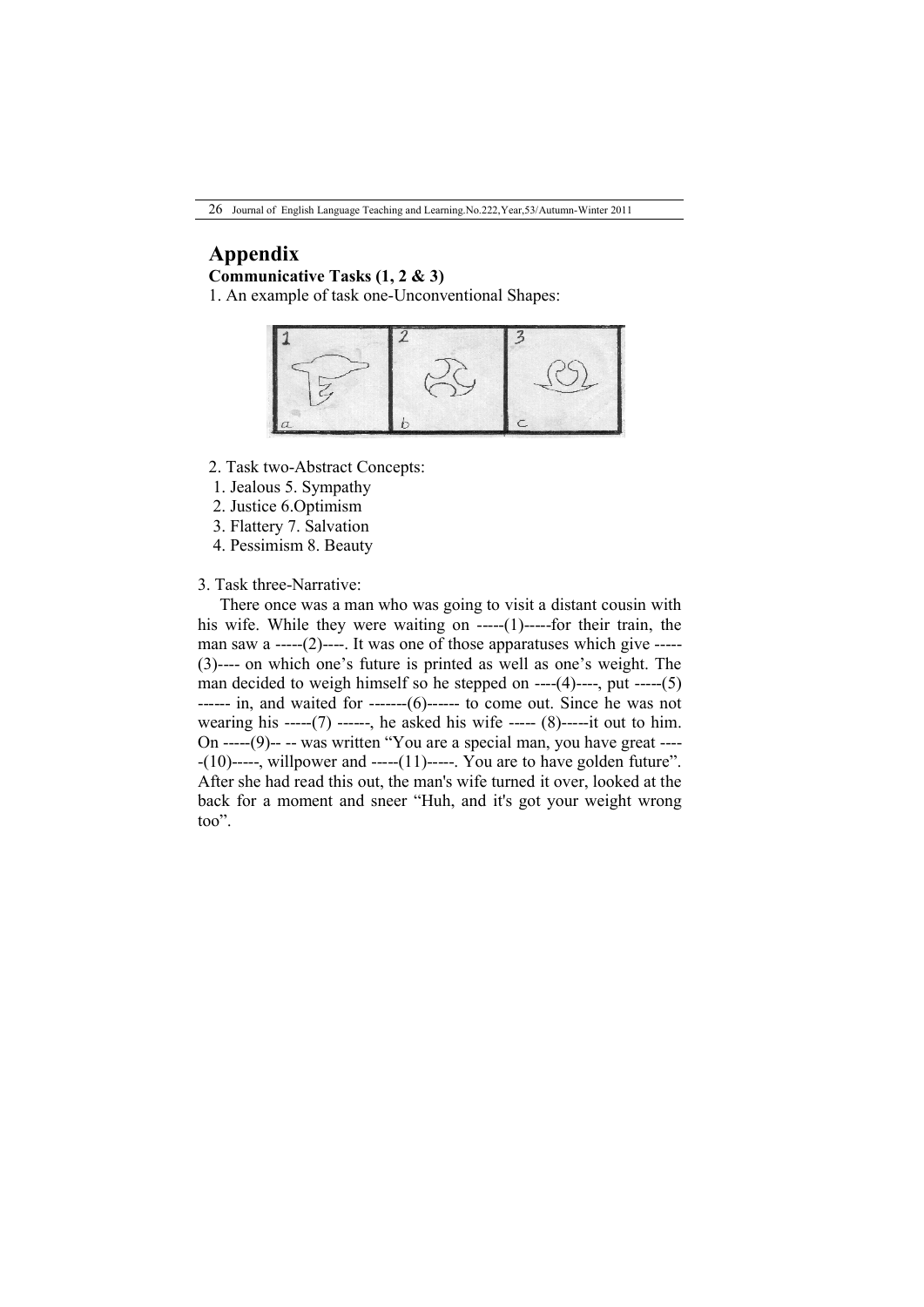# Appendix

**Communicative Tasks (1, 2 & 3)**

1. An example of task one-Unconventional Shapes:

1 2 3

a b c

2. Task two-Abstract Concepts:

1. Jealous 5. Sympathy
2. Justice 6.Optimism
3. Flattery 7. Salvation
4. Pessimism 8. Beauty

3. Task three-Narrative:

There once was a man who was going to visit a distant cousin with his wife. While they were waiting on -----(1)-----for their train, the man saw a -----(2)----. It was one of those apparatuses which give -----(3)---- on which one's future is printed as well as one's weight. The man decided to weigh himself so he stepped on ----(4)----, put -----(5) ------ in, and waited for -------(6)------ to come out. Since he was not wearing his -----(7) ------, he asked his wife ----- (8)-----it out to him. On -----(9)-- -- was written "You are a special man, you have great -----(10)-----, willpower and -----(11)-----. You are to have golden future". After she had read this out, the man's wife turned it over, looked at the back for a moment and sneer "Huh, and it's got your weight wrong too".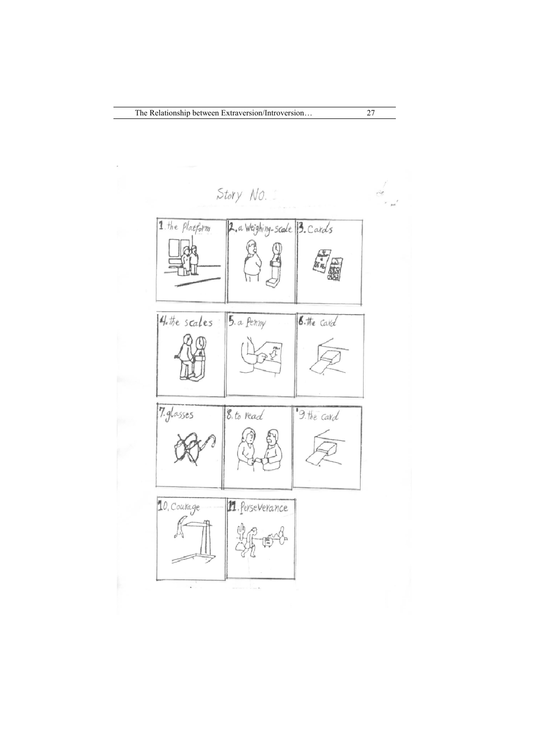Story No. 1

1. the platform

2. a weighing-scale

3. Cards

4. the scales

5. a penny

6. the card

7. glasses

8. to read

9. the card

10. Courage

11. Perseverance